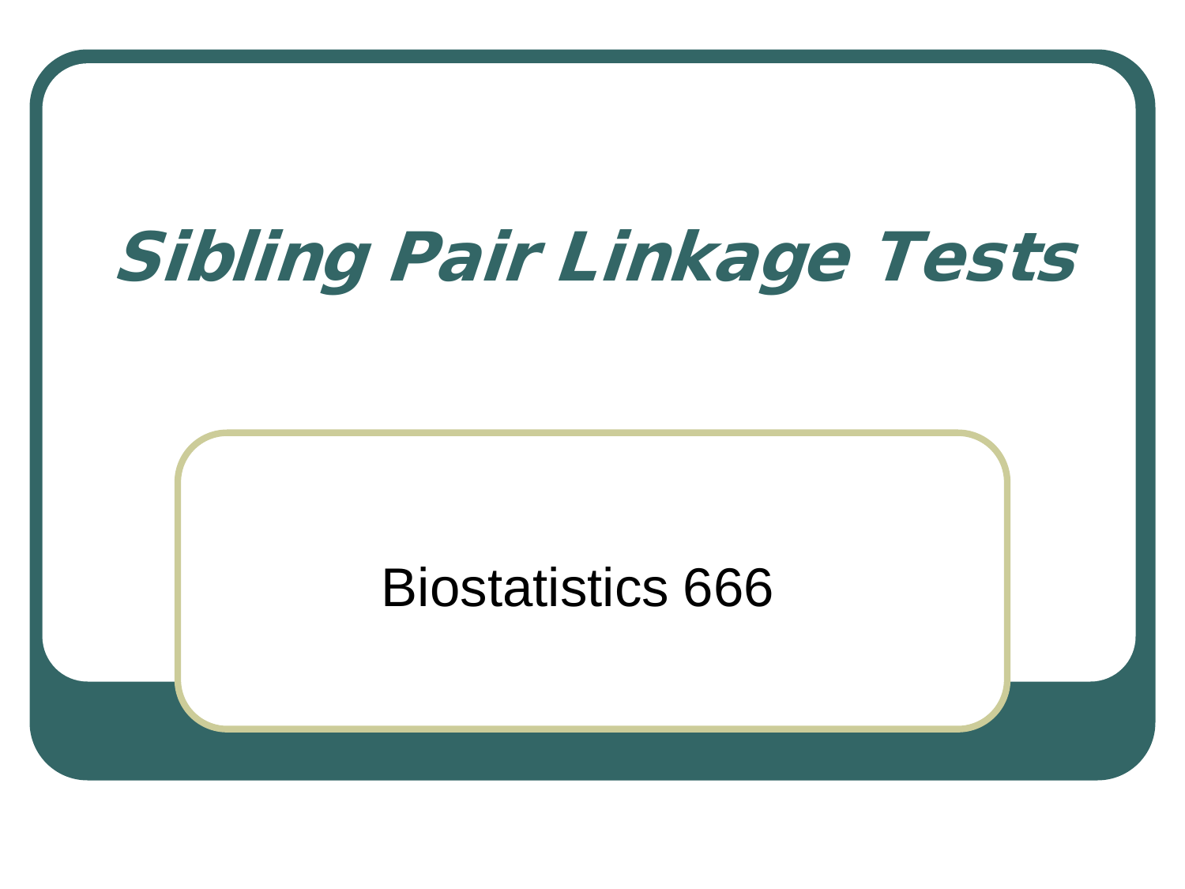# *Sibling Pair Linkage Tests*

Biostatistics 666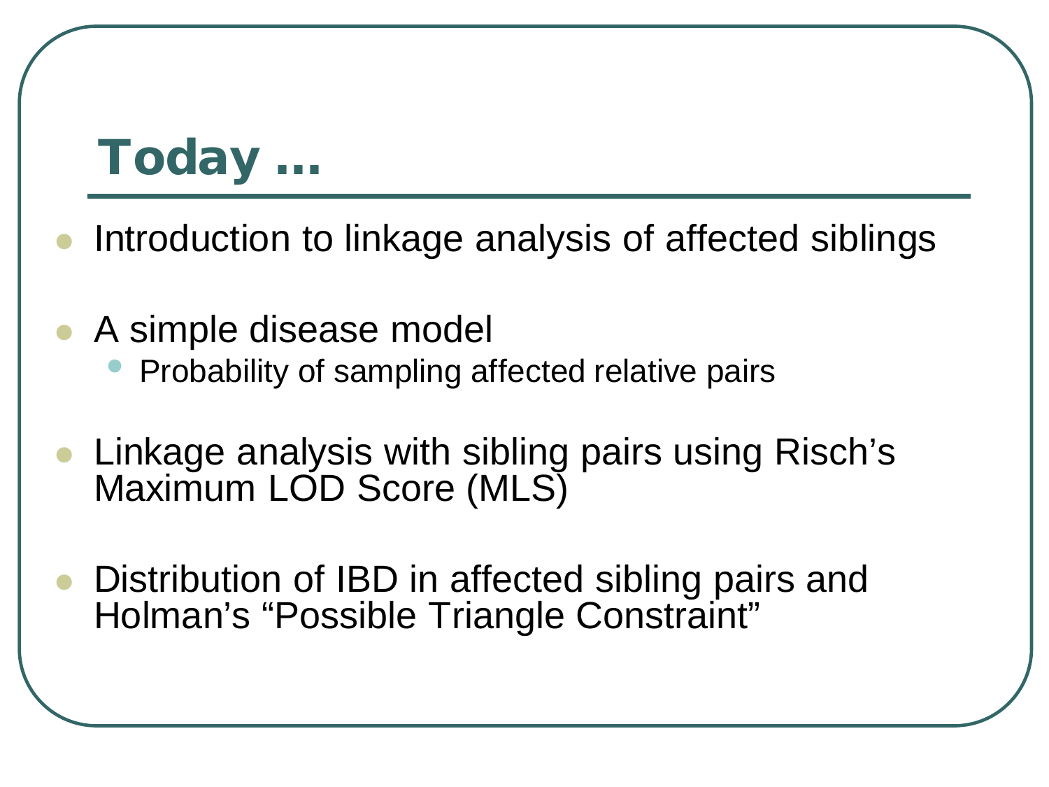# Today …

- Introduction to linkage analysis of affected siblings
- A simple disease model
  - Probability of sampling affected relative pairs
- Linkage analysis with sibling pairs using Risch's Maximum LOD Score (MLS)
- Distribution of IBD in affected sibling pairs and Holman's "Possible Triangle Constraint"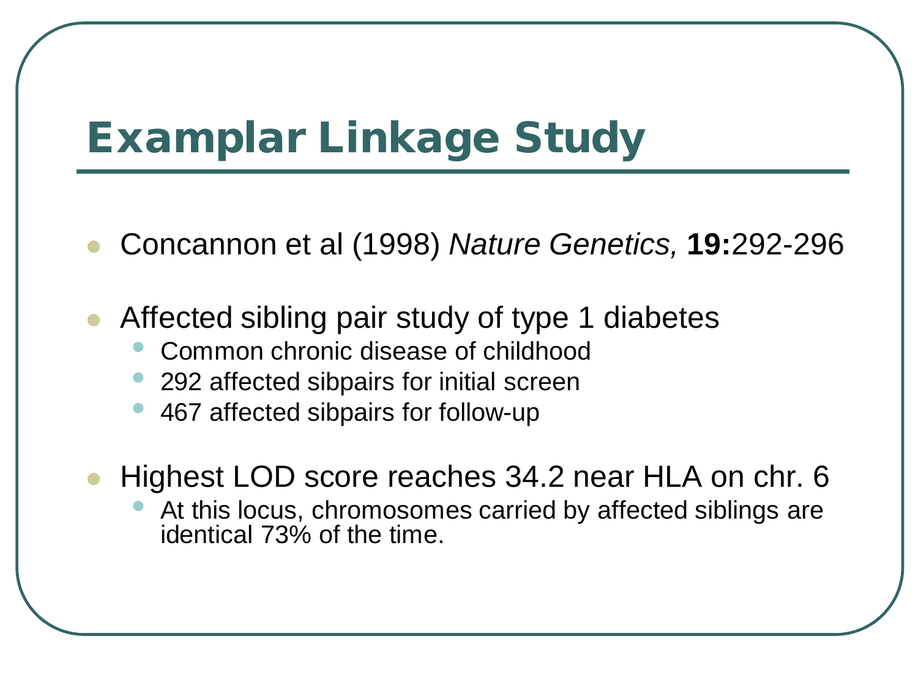# Examplar Linkage Study

- Concannon et al (1998) *Nature Genetics,* **19:**292-296

- Affected sibling pair study of type 1 diabetes
  - Common chronic disease of childhood
  - 292 affected sibpairs for initial screen
  - 467 affected sibpairs for follow-up

- Highest LOD score reaches 34.2 near HLA on chr. 6
  - At this locus, chromosomes carried by affected siblings are identical 73% of the time.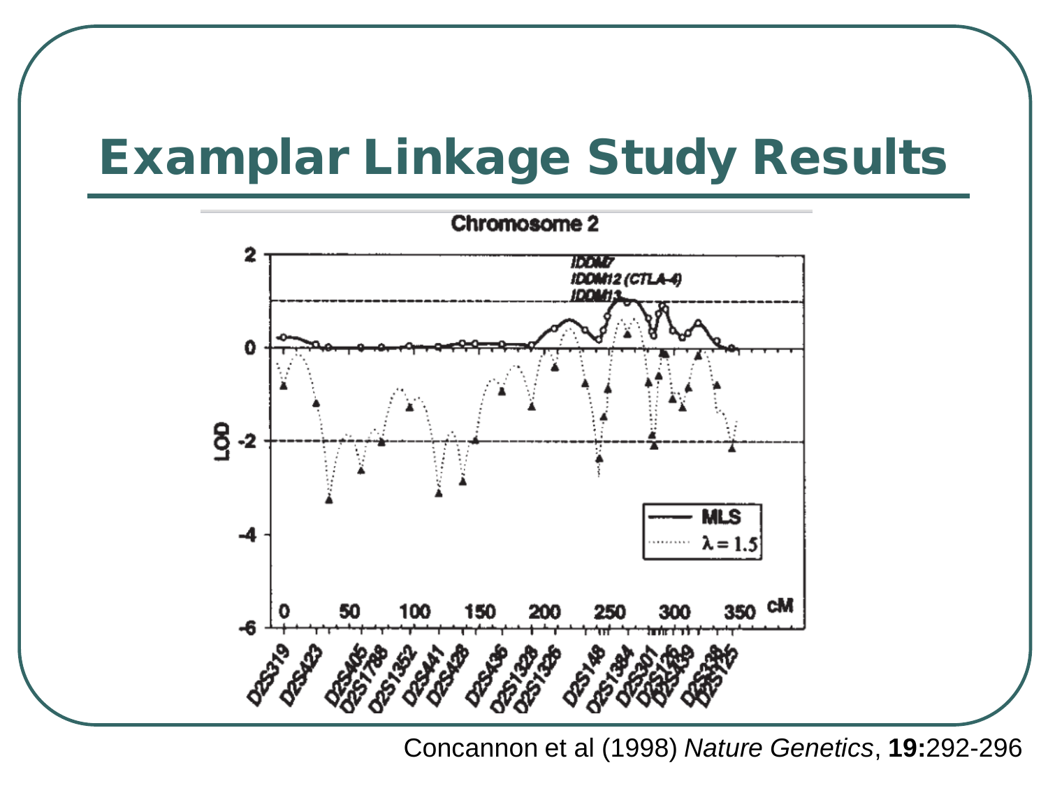# Examplar Linkage Study Results

Chromosome 2

Concannon et al (1998) *Nature Genetics*, **19:**292-296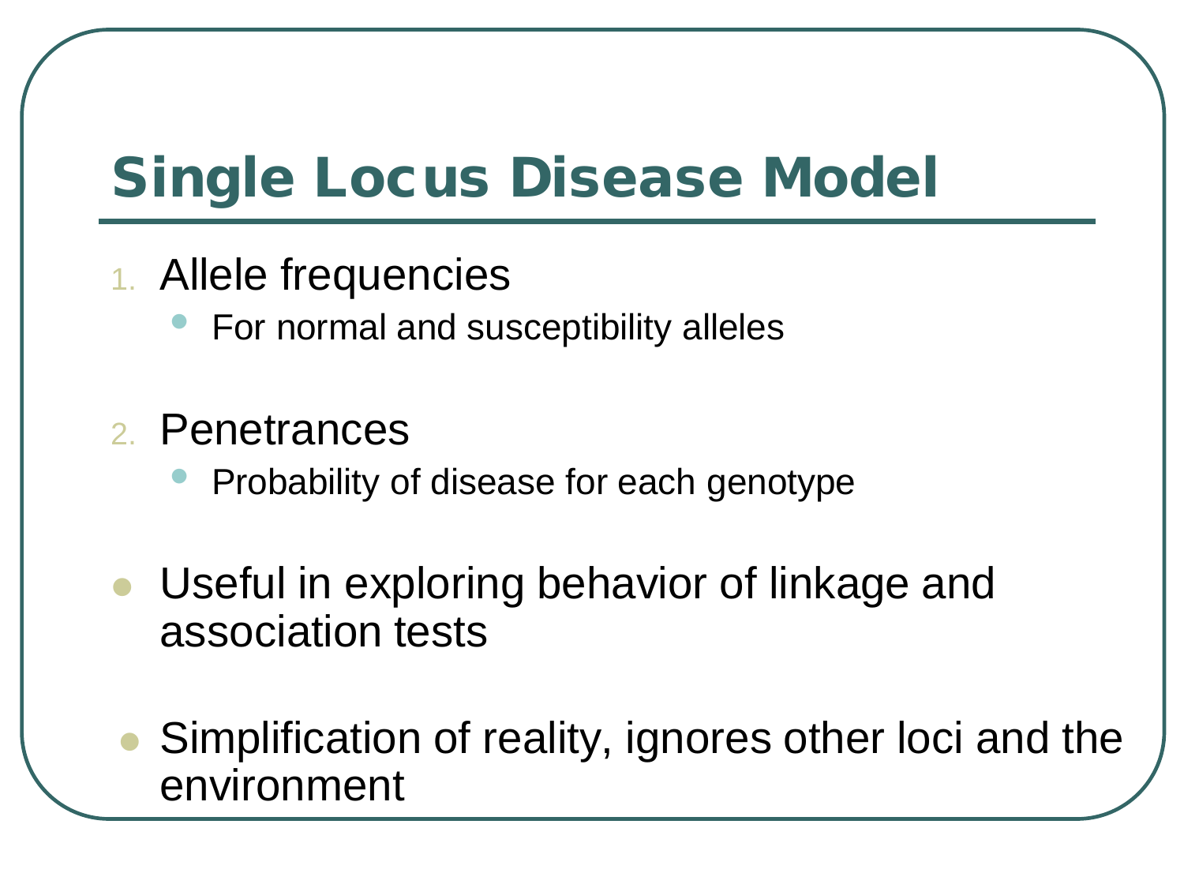# Single Locus Disease Model

1. Allele frequencies
   - For normal and susceptibility alleles
2. Penetrances
   - Probability of disease for each genotype

- Useful in exploring behavior of linkage and association tests
- Simplification of reality, ignores other loci and the environment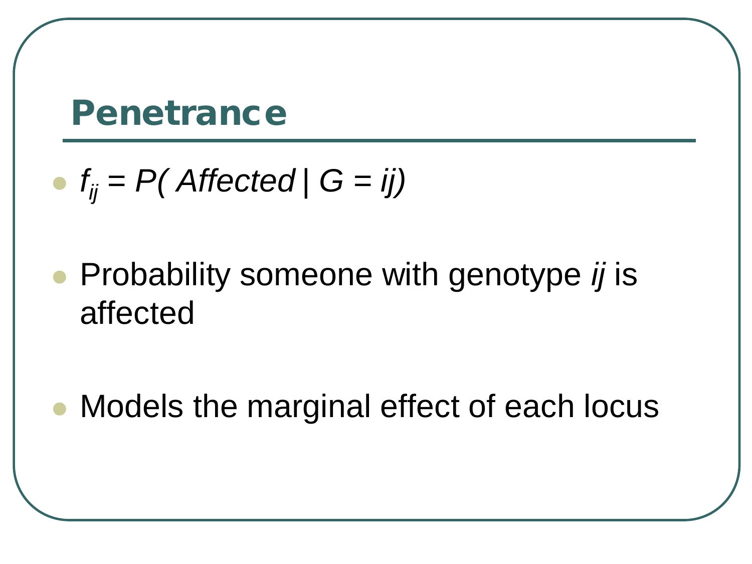## Penetrance

- $f_{ij} = P(\,Affected \mid G = ij)$
- Probability someone with genotype *ij* is affected
- Models the marginal effect of each locus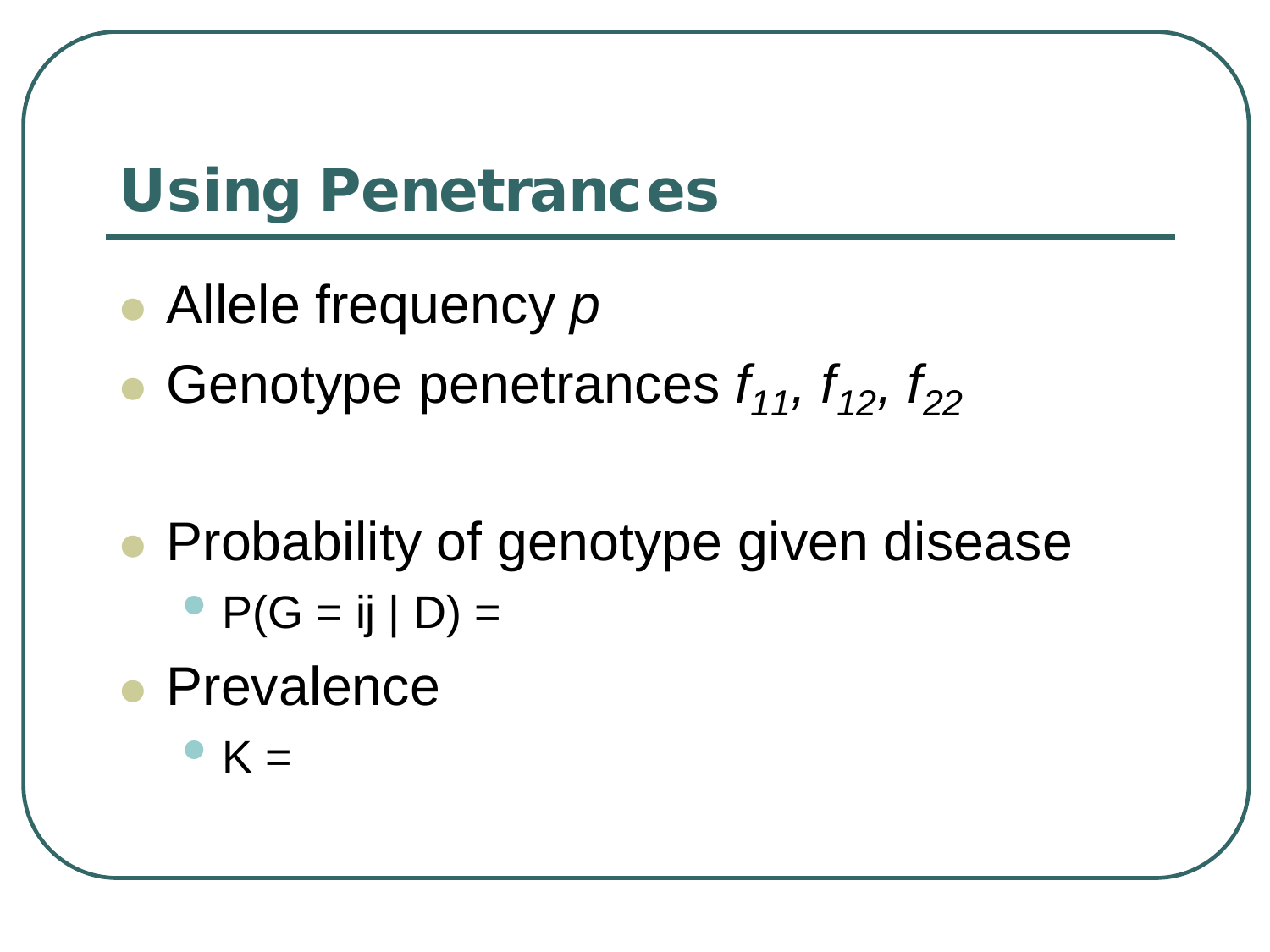# Using Penetrances

- Allele frequency $p$
- Genotype penetrances $f_{11}$, $f_{12}$, $f_{22}$

- Probability of genotype given disease
  - P(G = ij | D) =
- Prevalence
  - K =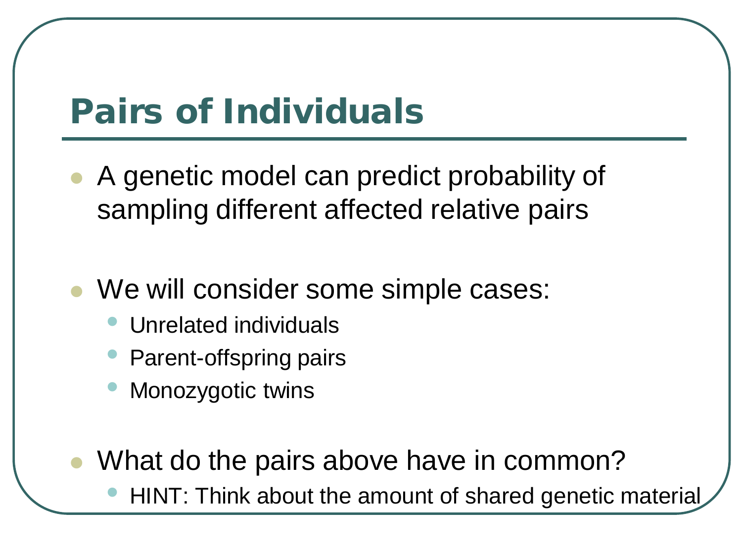# Pairs of Individuals

- A genetic model can predict probability of sampling different affected relative pairs

- We will consider some simple cases:
  - Unrelated individuals
  - Parent-offspring pairs
  - Monozygotic twins

- What do the pairs above have in common?
  - HINT: Think about the amount of shared genetic material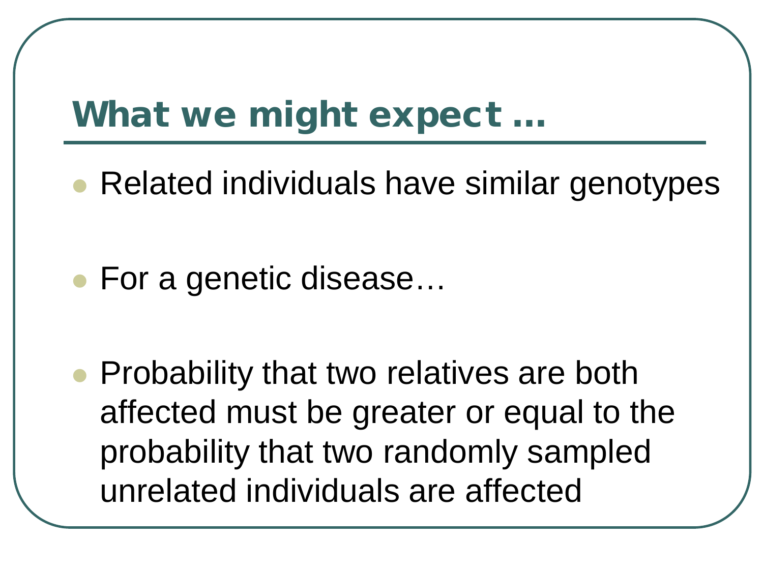# What we might expect …

- Related individuals have similar genotypes

- For a genetic disease…

- Probability that two relatives are both affected must be greater or equal to the probability that two randomly sampled unrelated individuals are affected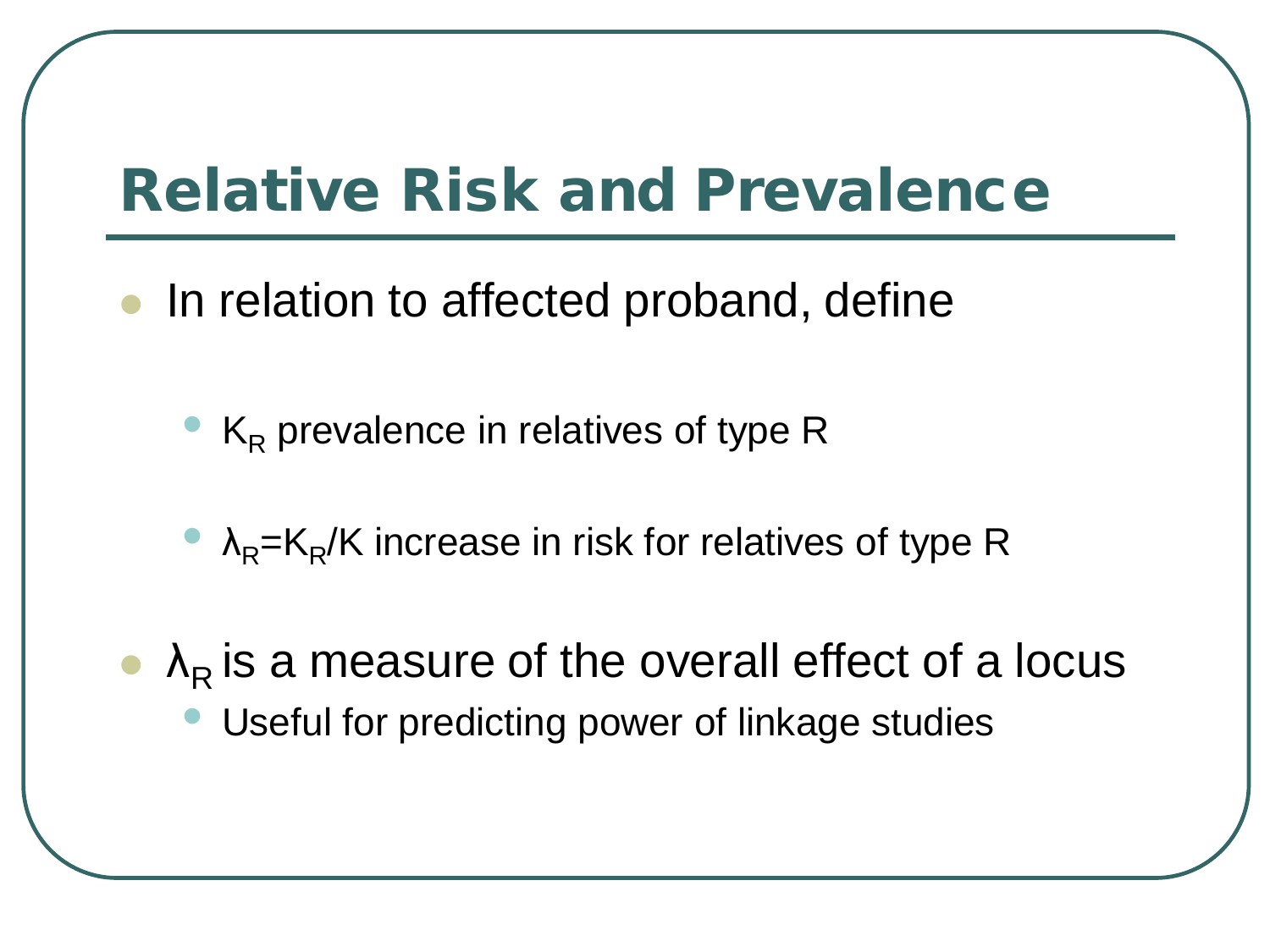# Relative Risk and Prevalence

- In relation to affected proband, define
  - $K_R$ prevalence in relatives of type R
  - $\lambda_R = K_R/K$ increase in risk for relatives of type R
- $\lambda_R$ is a measure of the overall effect of a locus
  - Useful for predicting power of linkage studies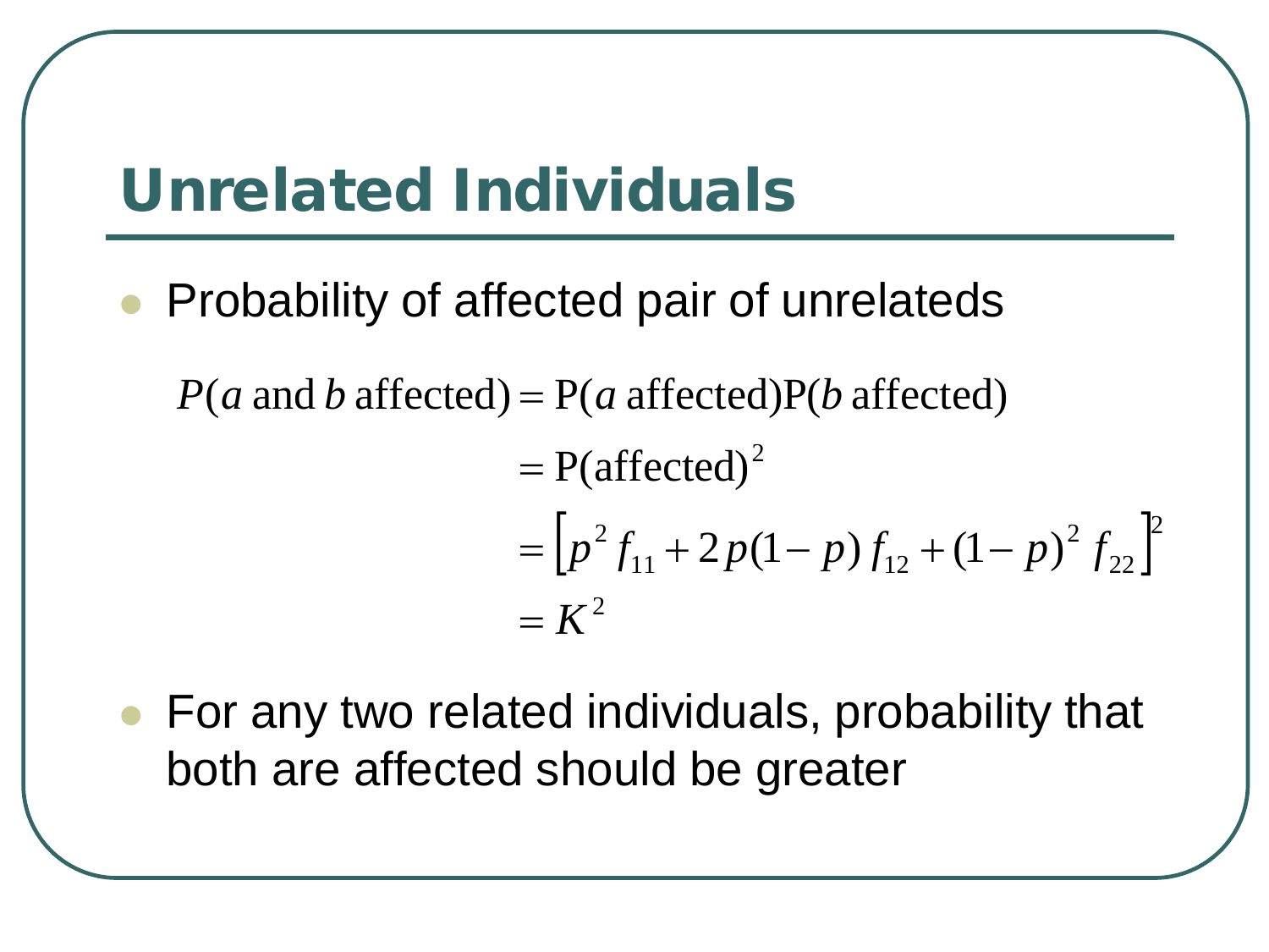# Unrelated Individuals

- Probability of affected pair of unrelateds

$$
\begin{aligned}
P(a \text{ and } b \text{ affected}) &= \mathrm{P}(a \text{ affected})\mathrm{P}(b \text{ affected}) \\
&= \mathrm{P}(\text{affected})^2 \\
&= \left[p^2 f_{11} + 2p(1-p) f_{12} + (1-p)^2 f_{22}\right]^2 \\
&= K^2
\end{aligned}
$$

- For any two related individuals, probability that both are affected should be greater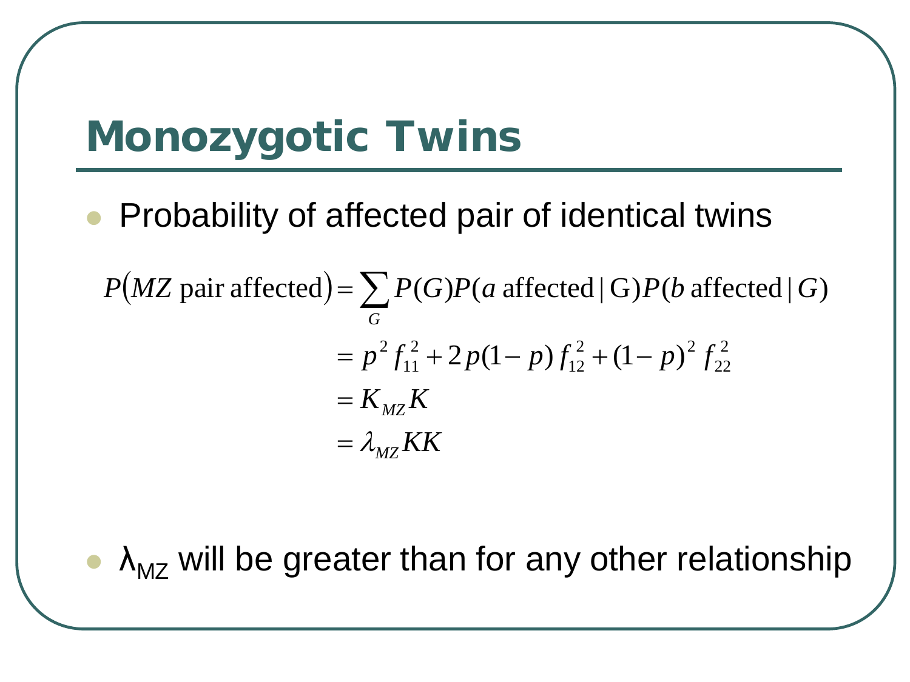# Monozygotic Twins

- Probability of affected pair of identical twins

$$
\begin{aligned}
P(MZ \text{ pair affected}) &= \sum_G P(G)P(a \text{ affected} \mid \mathrm{G})P(b \text{ affected} \mid G) \\
&= p^2 f_{11}^2 + 2p(1-p) f_{12}^2 + (1-p)^2 f_{22}^2 \\
&= K_{MZ} K \\
&= \lambda_{MZ} KK
\end{aligned}
$$

- $\lambda_{MZ}$ will be greater than for any other relationship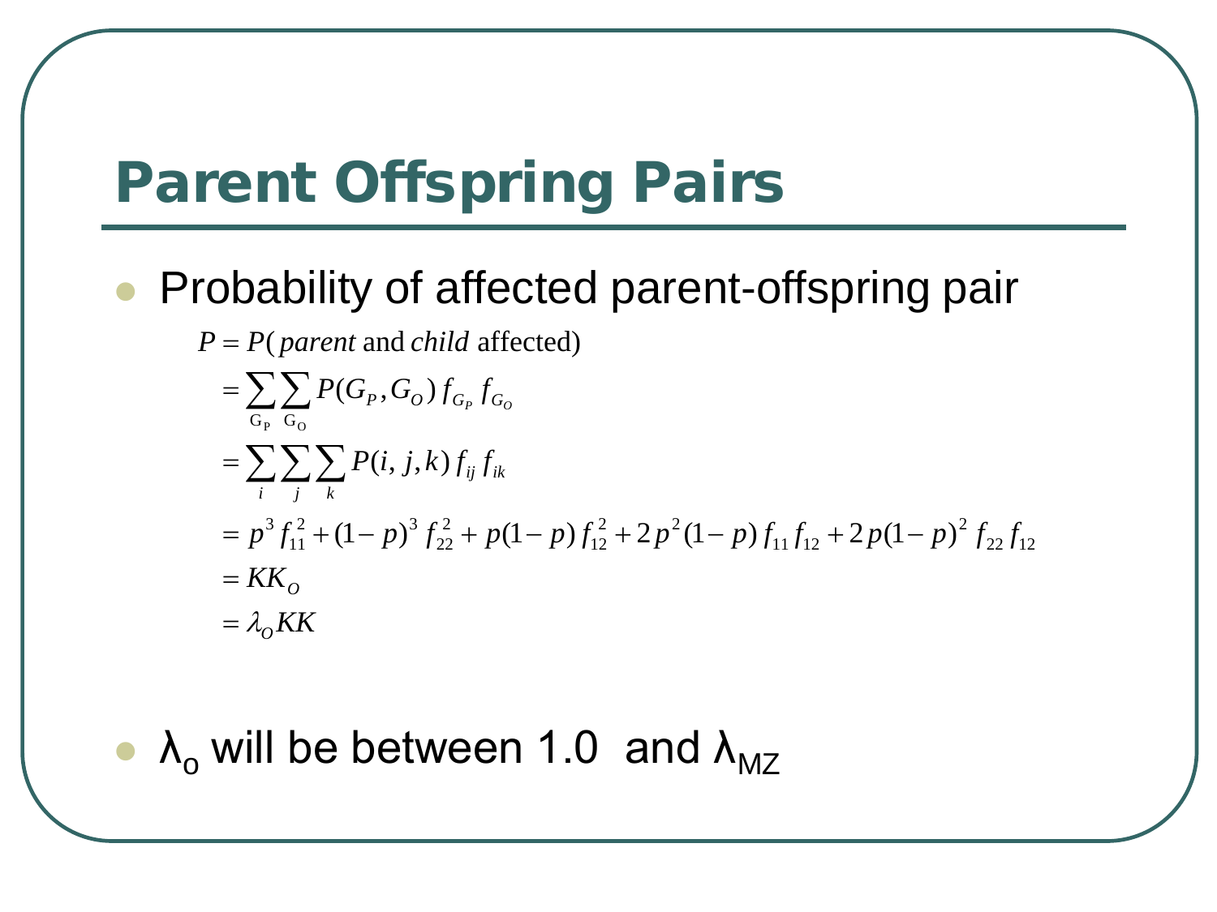# Parent Offspring Pairs

- Probability of affected parent-offspring pair

$$
\begin{aligned}
P &= P(\textit{parent} \text{ and } \textit{child} \text{ affected}) \\
&= \sum_{G_P} \sum_{G_O} P(G_P, G_O) f_{G_P} f_{G_O} \\
&= \sum_{i} \sum_{j} \sum_{k} P(i, j, k) f_{ij} f_{ik} \\
&= p^3 f_{11}^2 + (1-p)^3 f_{22}^2 + p(1-p) f_{12}^2 + 2p^2(1-p) f_{11} f_{12} + 2p(1-p)^2 f_{22} f_{12} \\
&= K K_O \\
&= \lambda_O K K
\end{aligned}
$$

- $\lambda_o$ will be between 1.0 and $\lambda_{MZ}$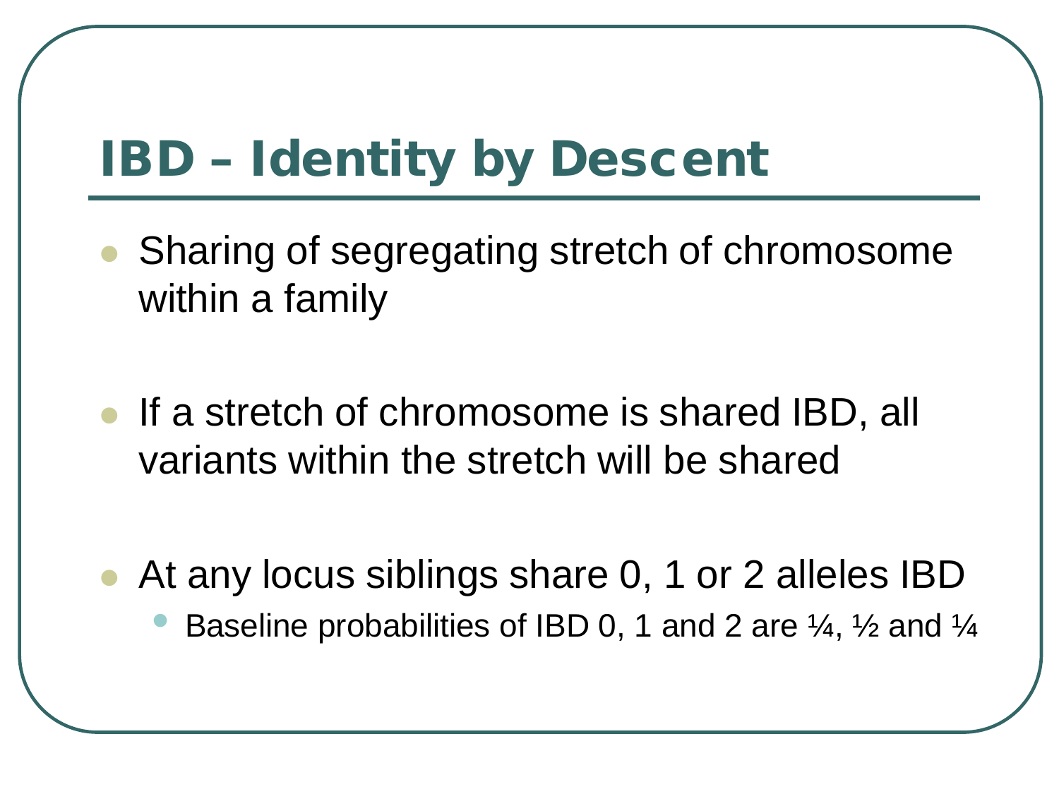# IBD – Identity by Descent

- Sharing of segregating stretch of chromosome within a family
- If a stretch of chromosome is shared IBD, all variants within the stretch will be shared
- At any locus siblings share 0, 1 or 2 alleles IBD
  - Baseline probabilities of IBD 0, 1 and 2 are ¼, ½ and ¼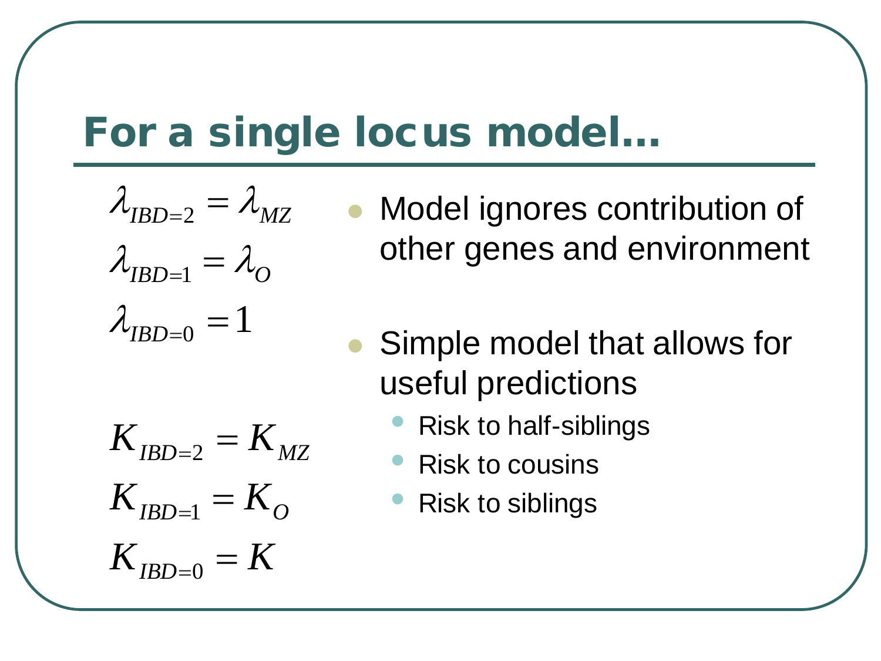# For a single locus model...

$$\lambda_{IBD=2} = \lambda_{MZ}$$

$$\lambda_{IBD=1} = \lambda_{O}$$

$$\lambda_{IBD=0} = 1$$

$$K_{IBD=2} = K_{MZ}$$

$$K_{IBD=1} = K_{O}$$

$$K_{IBD=0} = K$$

- Model ignores contribution of other genes and environment
- Simple model that allows for useful predictions
  - Risk to half-siblings
  - Risk to cousins
  - Risk to siblings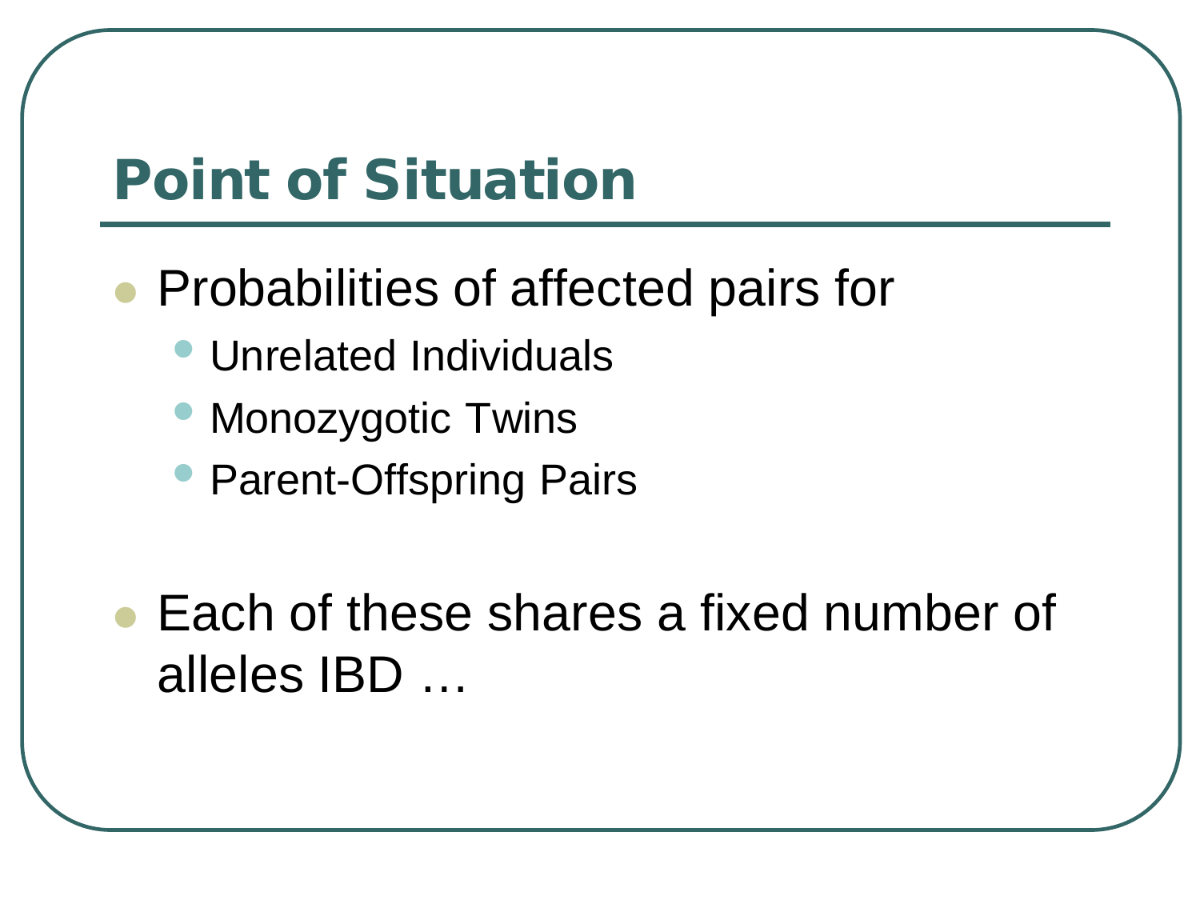# Point of Situation

- Probabilities of affected pairs for
  - Unrelated Individuals
  - Monozygotic Twins
  - Parent-Offspring Pairs

- Each of these shares a fixed number of alleles IBD …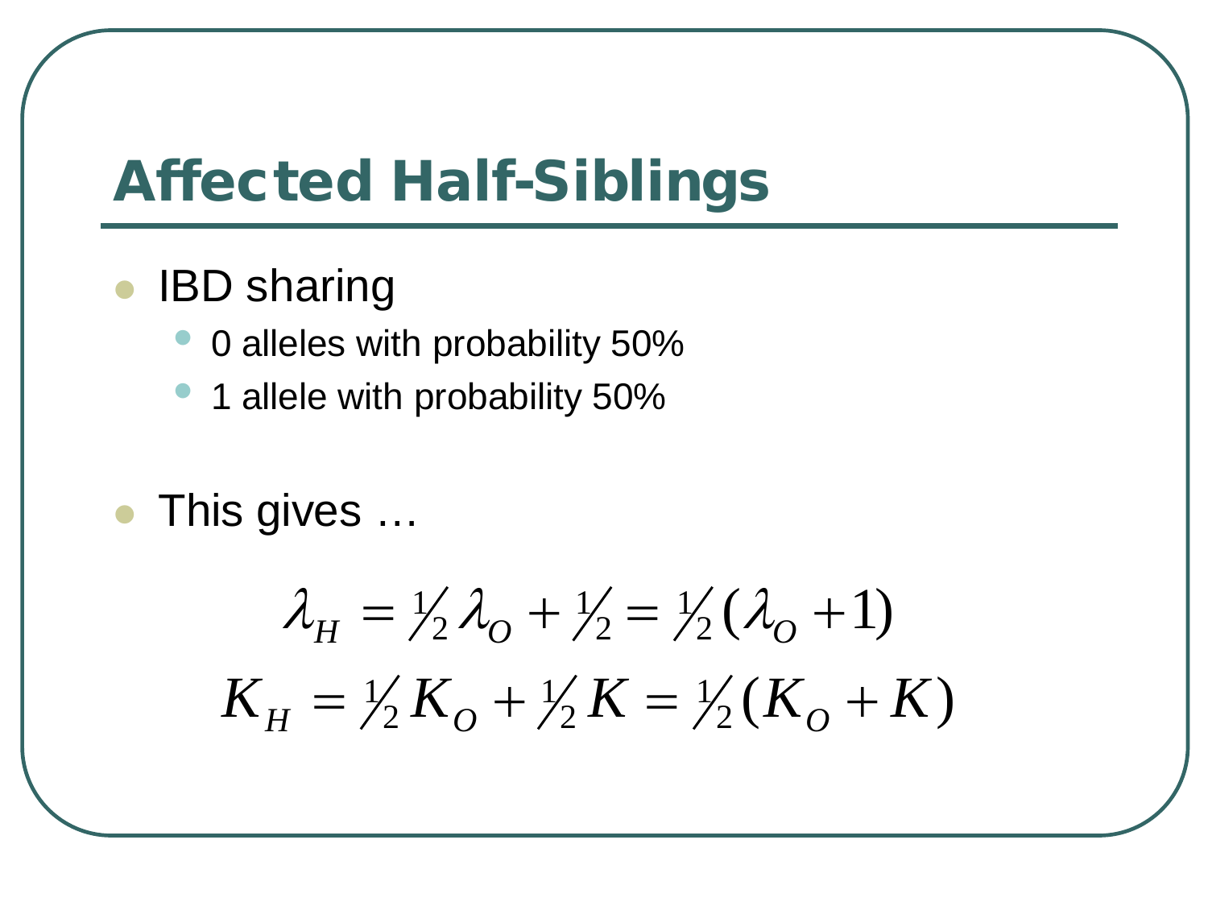# Affected Half-Siblings

- IBD sharing
  - 0 alleles with probability 50%
  - 1 allele with probability 50%

- This gives …

$$\lambda_H = \tfrac{1}{2}\lambda_O + \tfrac{1}{2} = \tfrac{1}{2}(\lambda_O + 1)$$

$$K_H = \tfrac{1}{2}K_O + \tfrac{1}{2}K = \tfrac{1}{2}(K_O + K)$$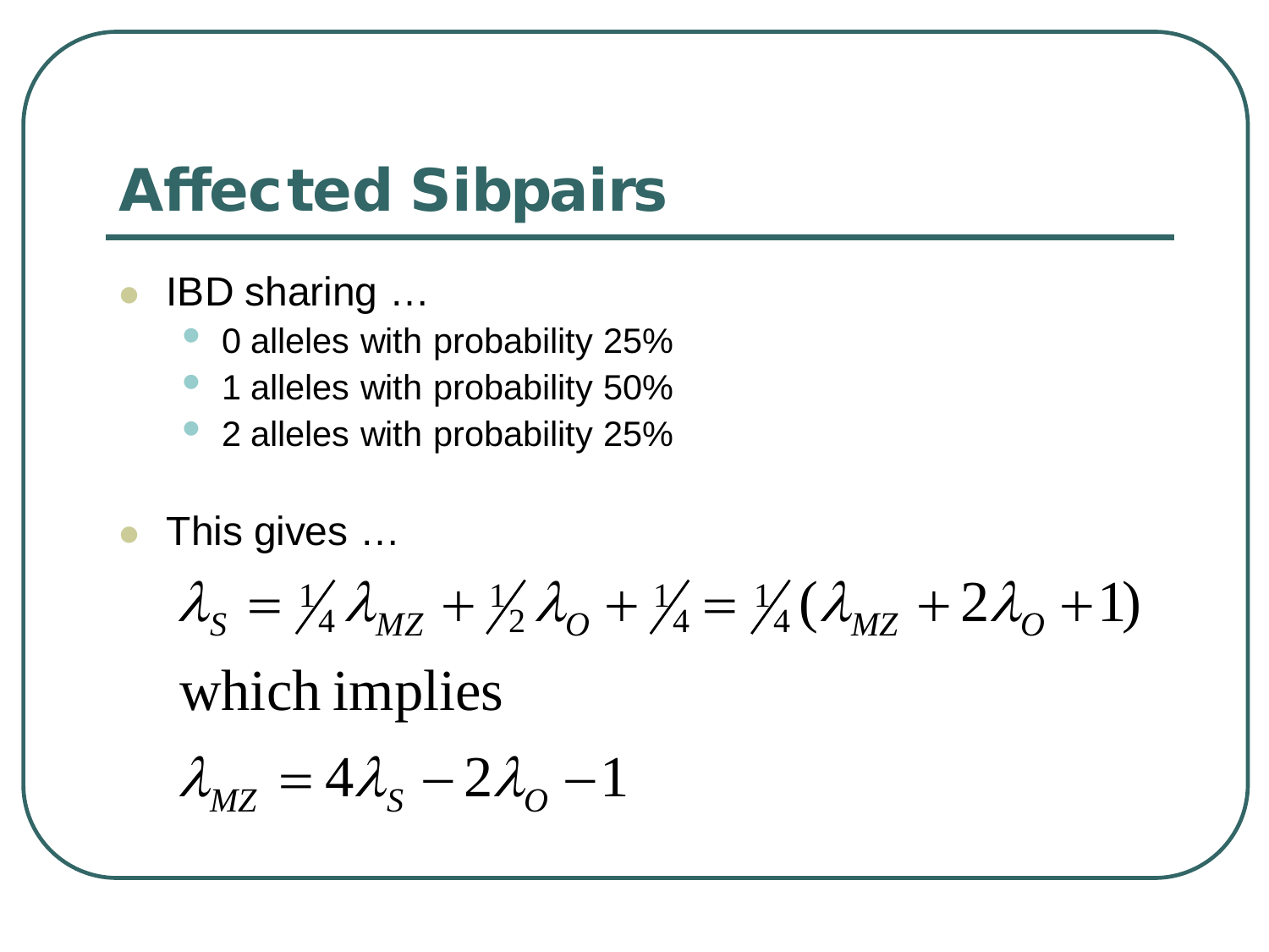# Affected Sibpairs

- IBD sharing …
  - 0 alleles with probability 25%
  - 1 alleles with probability 50%
  - 2 alleles with probability 25%

- This gives …

$$\lambda_S = \tfrac{1}{4}\lambda_{MZ} + \tfrac{1}{2}\lambda_O + \tfrac{1}{4} = \tfrac{1}{4}(\lambda_{MZ} + 2\lambda_O + 1)$$

which implies

$$\lambda_{MZ} = 4\lambda_S - 2\lambda_O - 1$$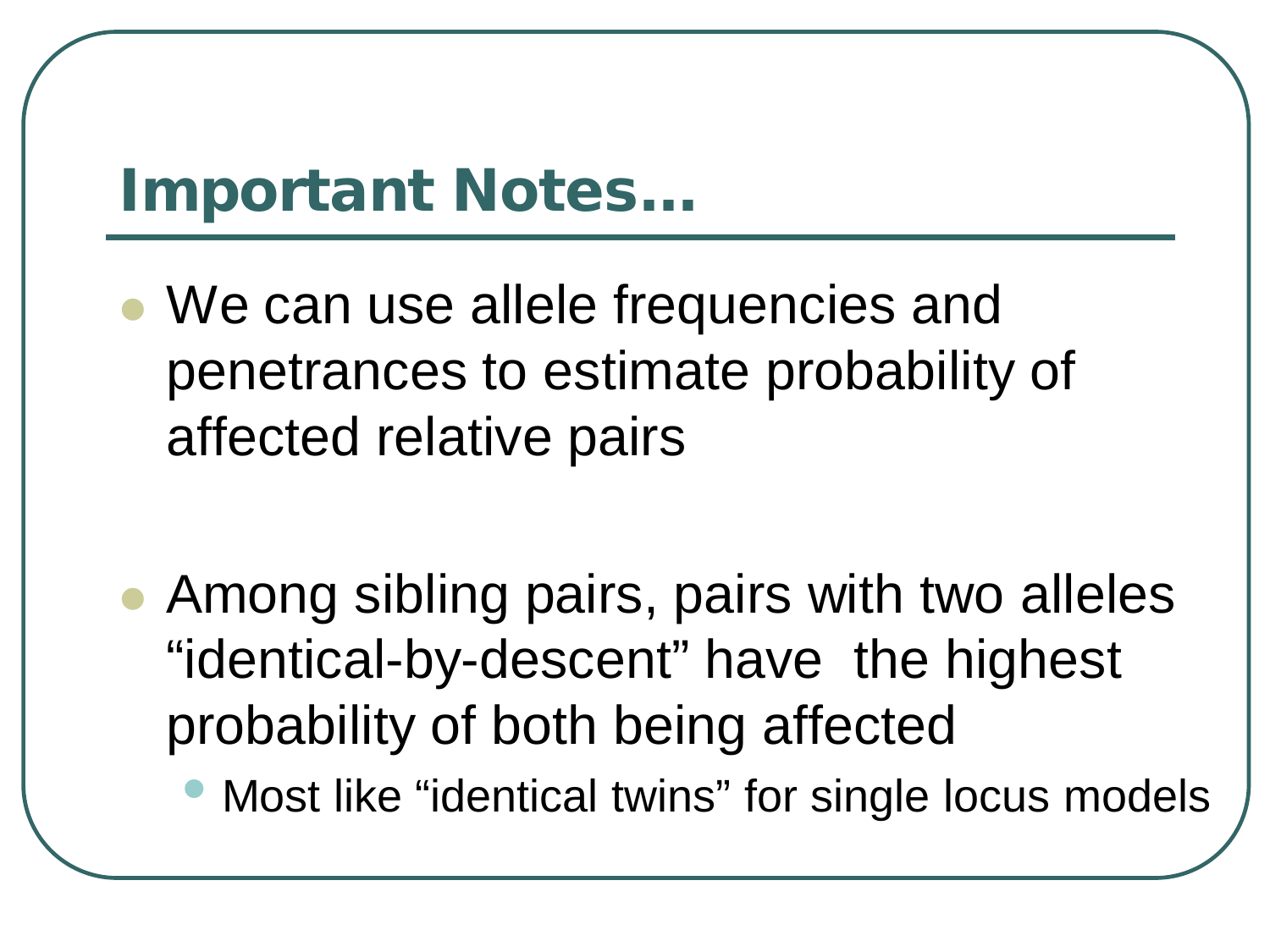# Important Notes…

- We can use allele frequencies and penetrances to estimate probability of affected relative pairs

- Among sibling pairs, pairs with two alleles “identical-by-descent” have the highest probability of both being affected
  - Most like “identical twins” for single locus models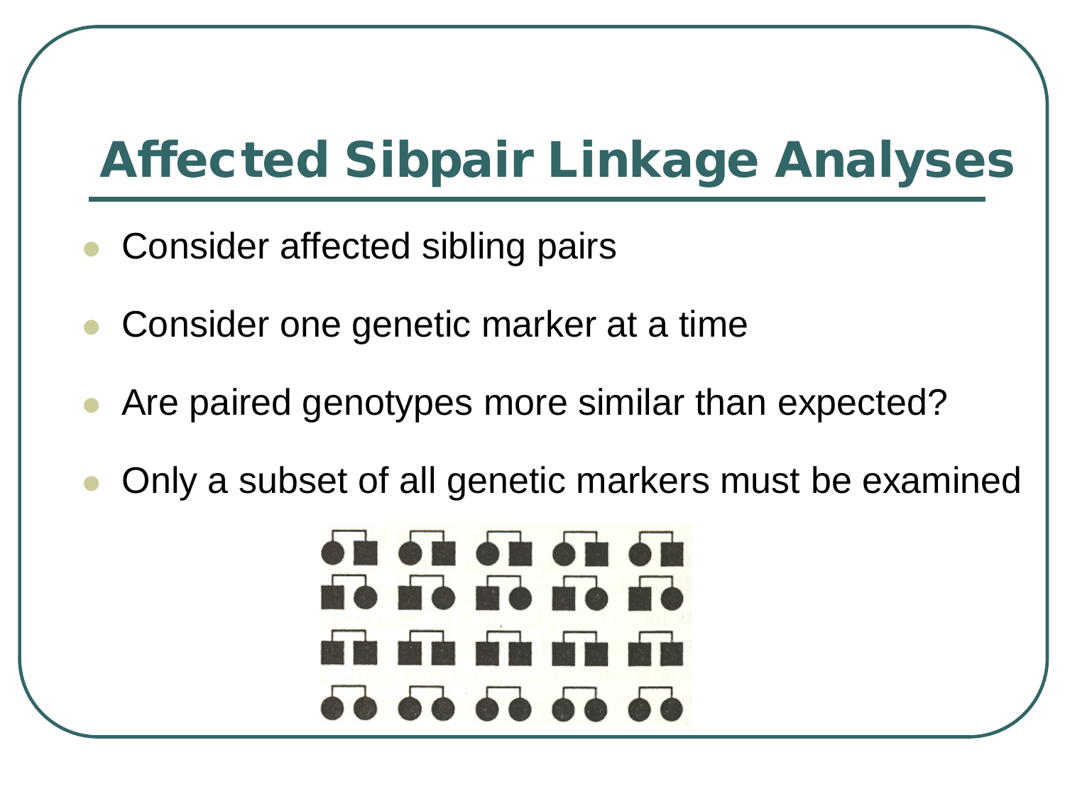# Affected Sibpair Linkage Analyses

- Consider affected sibling pairs
- Consider one genetic marker at a time
- Are paired genotypes more similar than expected?
- Only a subset of all genetic markers must be examined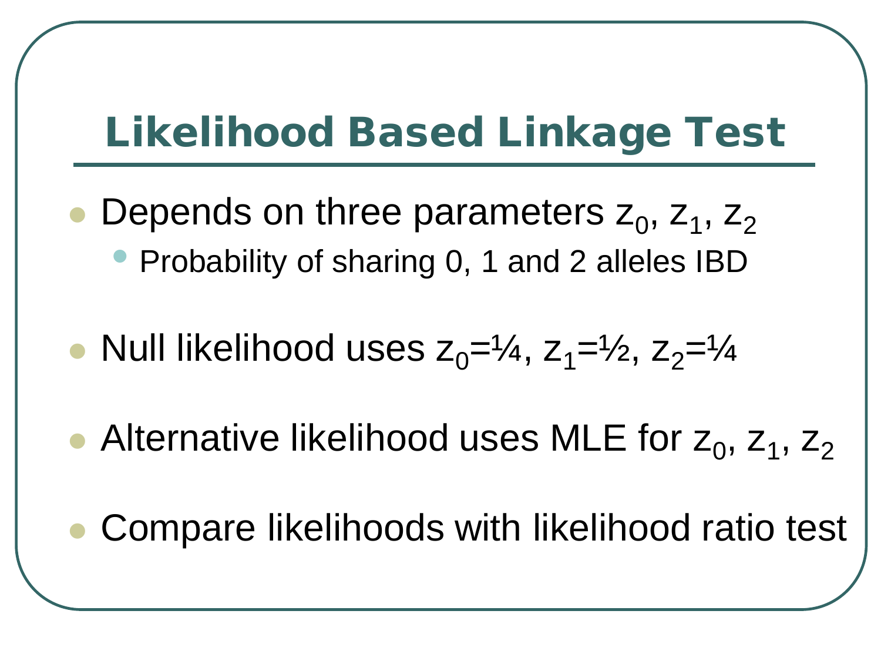# Likelihood Based Linkage Test

- Depends on three parameters $z_0$, $z_1$, $z_2$
  - Probability of sharing 0, 1 and 2 alleles IBD
- Null likelihood uses $z_0=¼$, $z_1=½$, $z_2=¼$
- Alternative likelihood uses MLE for $z_0$, $z_1$, $z_2$
- Compare likelihoods with likelihood ratio test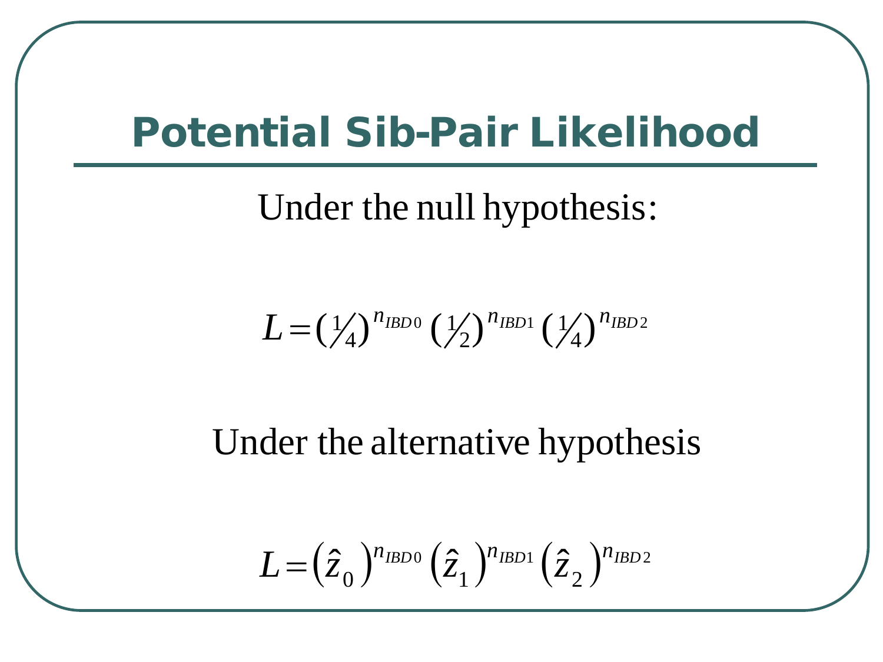# Potential Sib-Pair Likelihood

Under the null hypothesis:

$$L = \left(\tfrac{1}{4}\right)^{n_{IBD0}} \left(\tfrac{1}{2}\right)^{n_{IBD1}} \left(\tfrac{1}{4}\right)^{n_{IBD2}}$$

Under the alternative hypothesis

$$L = \left(\hat{z}_0\right)^{n_{IBD0}} \left(\hat{z}_1\right)^{n_{IBD1}} \left(\hat{z}_2\right)^{n_{IBD2}}$$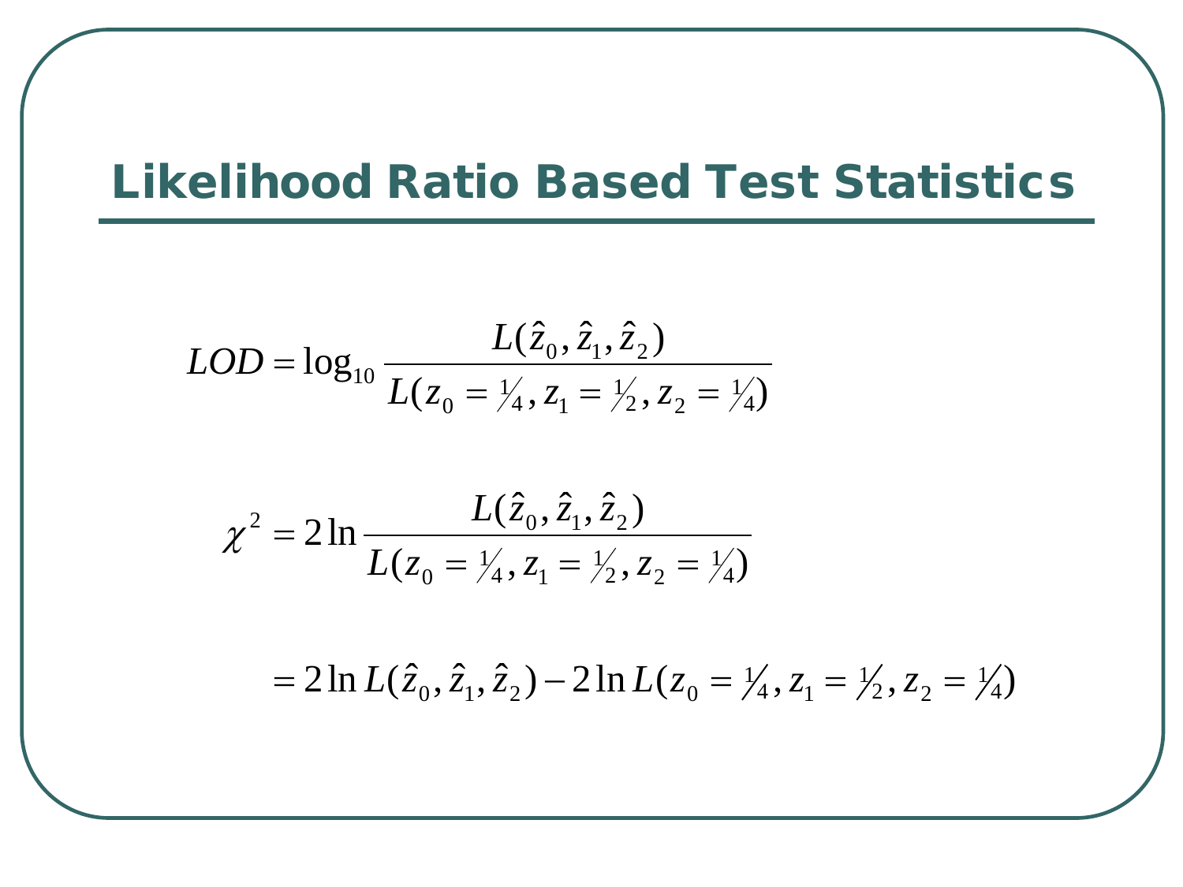# Likelihood Ratio Based Test Statistics

$$LOD = \log_{10} \frac{L(\hat{z}_0, \hat{z}_1, \hat{z}_2)}{L(z_0 = \frac{1}{4}, z_1 = \frac{1}{2}, z_2 = \frac{1}{4})}$$

$$\chi^2 = 2 \ln \frac{L(\hat{z}_0, \hat{z}_1, \hat{z}_2)}{L(z_0 = \frac{1}{4}, z_1 = \frac{1}{2}, z_2 = \frac{1}{4})}$$

$$= 2 \ln L(\hat{z}_0, \hat{z}_1, \hat{z}_2) - 2 \ln L(z_0 = \frac{1}{4}, z_1 = \frac{1}{2}, z_2 = \frac{1}{4})$$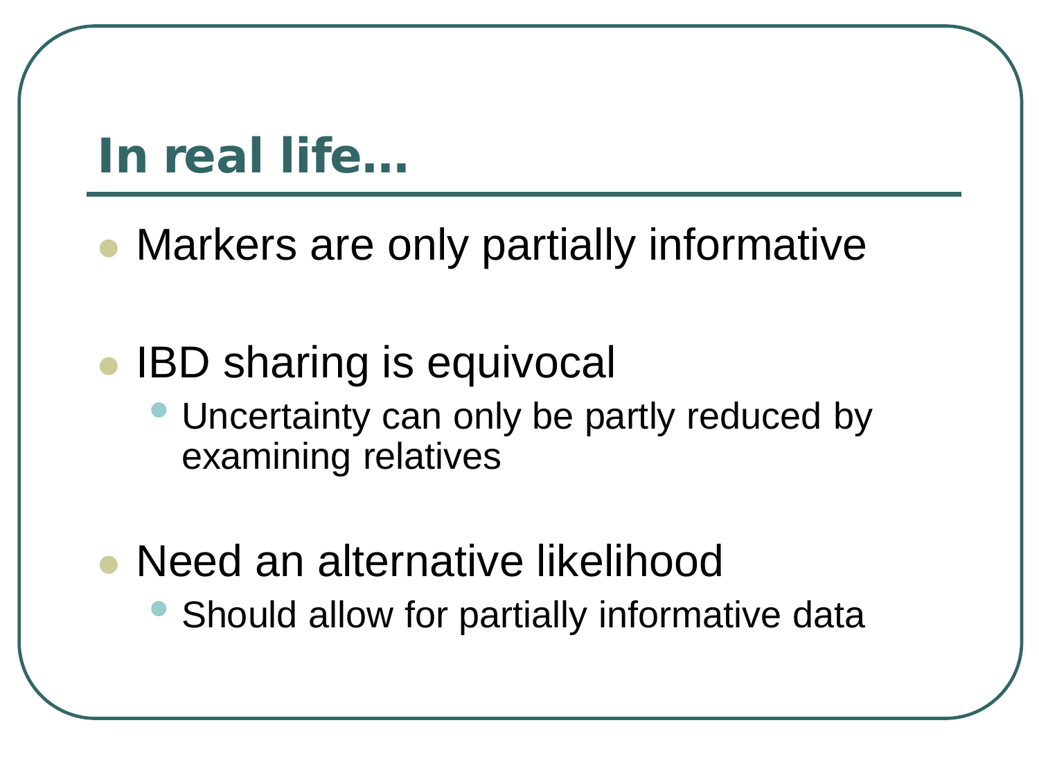# In real life…

- Markers are only partially informative
- IBD sharing is equivocal
  - Uncertainty can only be partly reduced by examining relatives
- Need an alternative likelihood
  - Should allow for partially informative data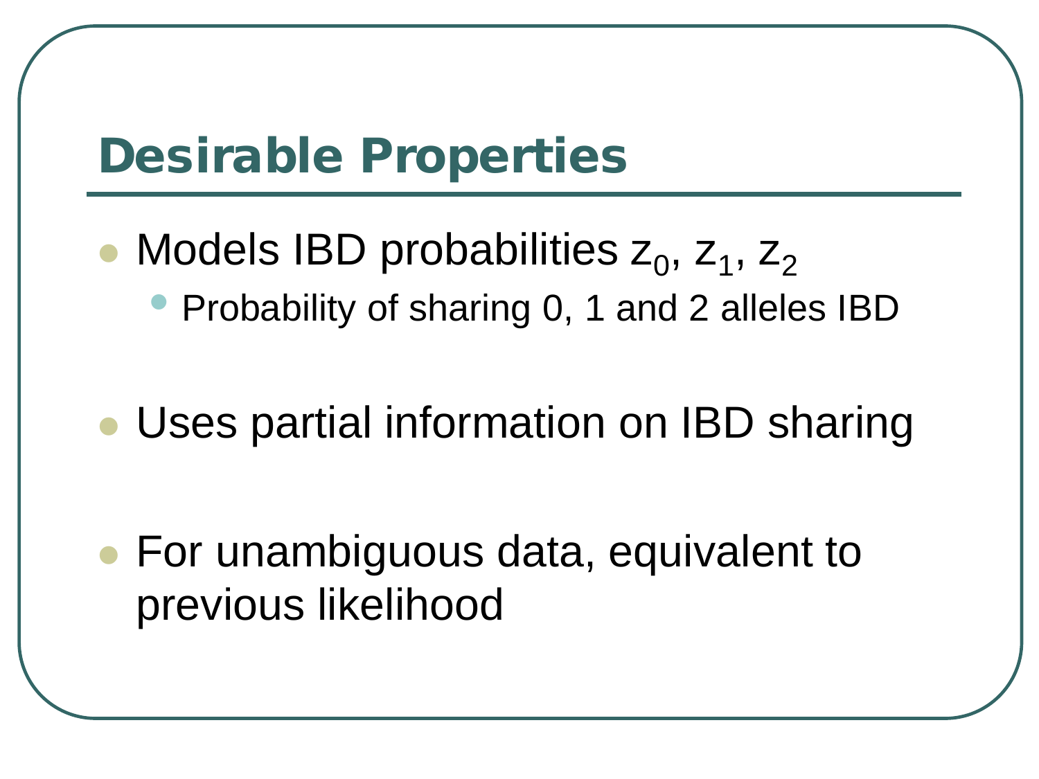# Desirable Properties

- Models IBD probabilities $z_0$, $z_1$, $z_2$
  - Probability of sharing 0, 1 and 2 alleles IBD
- Uses partial information on IBD sharing
- For unambiguous data, equivalent to previous likelihood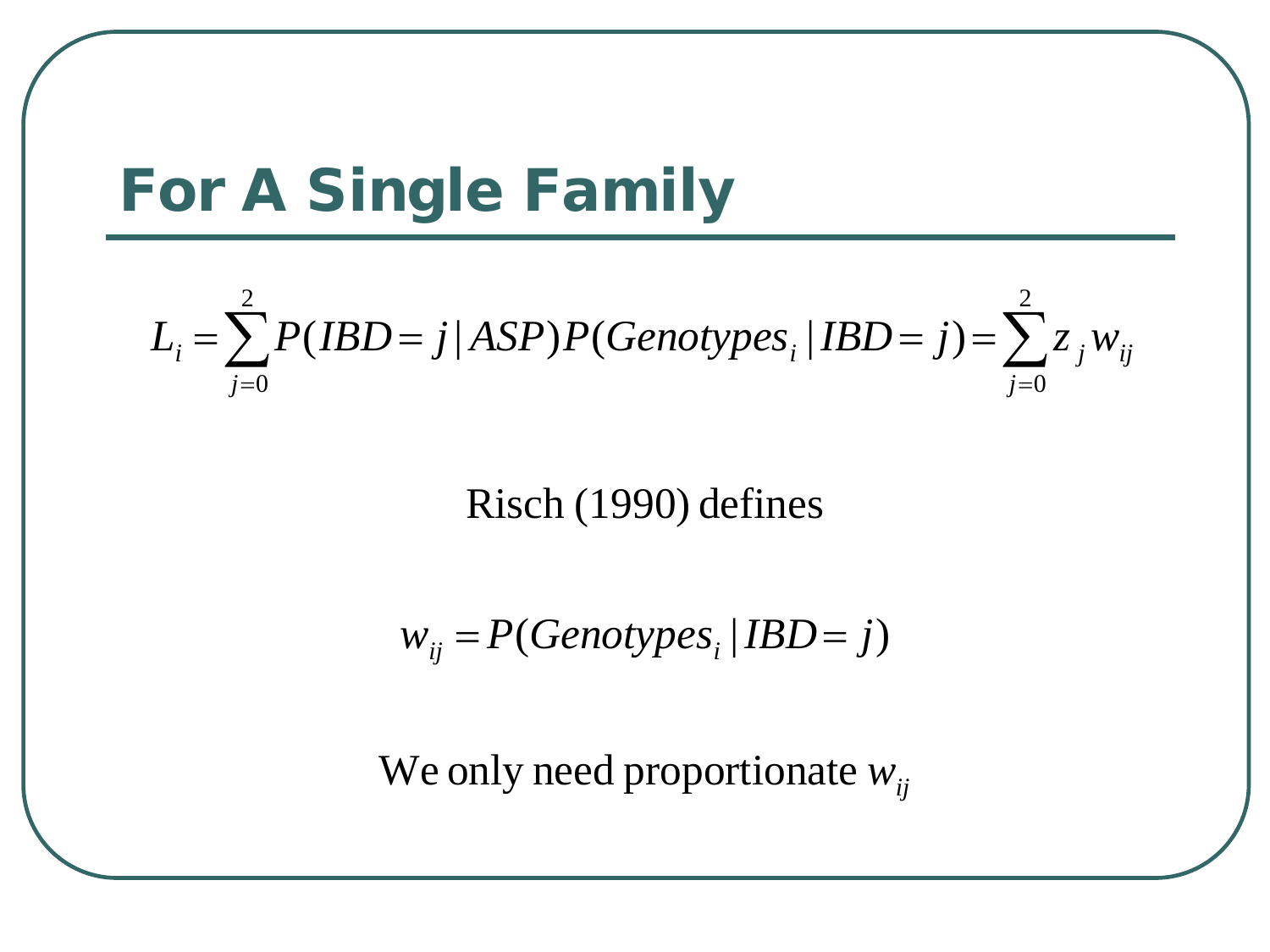# For A Single Family

$$L_i = \sum_{j=0}^{2} P(IBD = j \mid ASP) P(Genotypes_i \mid IBD = j) = \sum_{j=0}^{2} z_j w_{ij}$$

Risch (1990) defines

$$w_{ij} = P(Genotypes_i \mid IBD = j)$$

We only need proportionate $w_{ij}$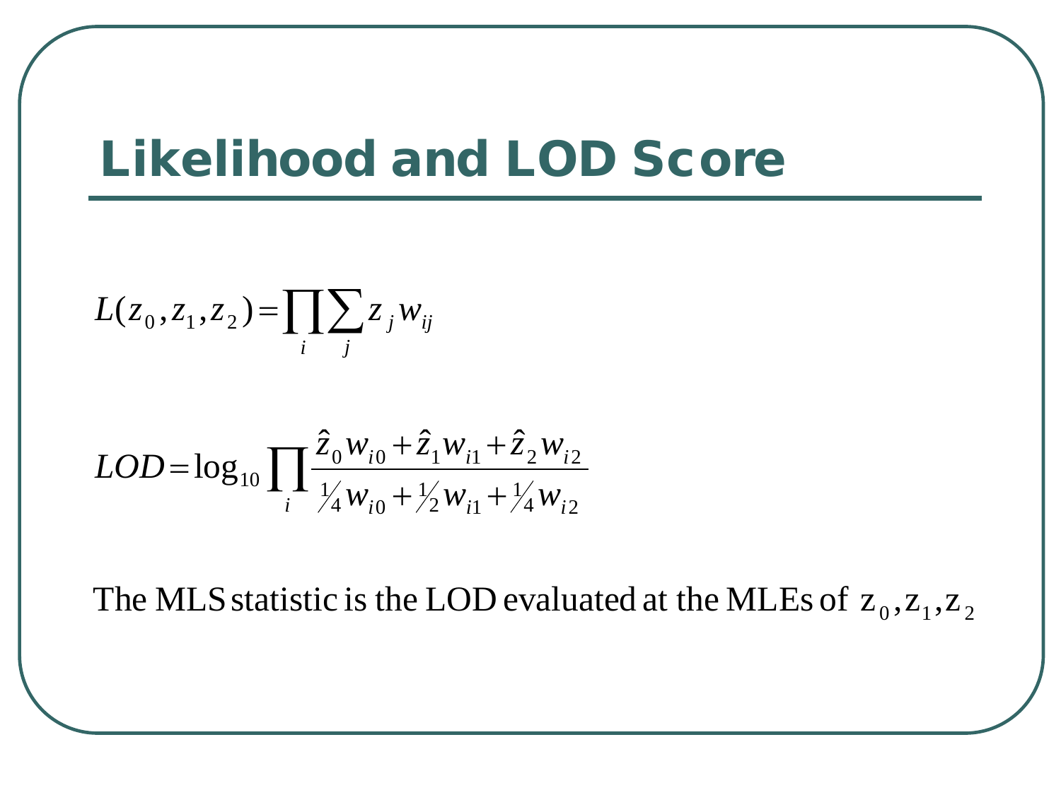# Likelihood and LOD Score

$$L(z_0, z_1, z_2) = \prod_i \sum_j z_j w_{ij}$$

$$LOD = \log_{10} \prod_i \frac{\hat{z}_0 w_{i0} + \hat{z}_1 w_{i1} + \hat{z}_2 w_{i2}}{\frac{1}{4} w_{i0} + \frac{1}{2} w_{i1} + \frac{1}{4} w_{i2}}$$

The MLS statistic is the LOD evaluated at the MLEs of $z_0, z_1, z_2$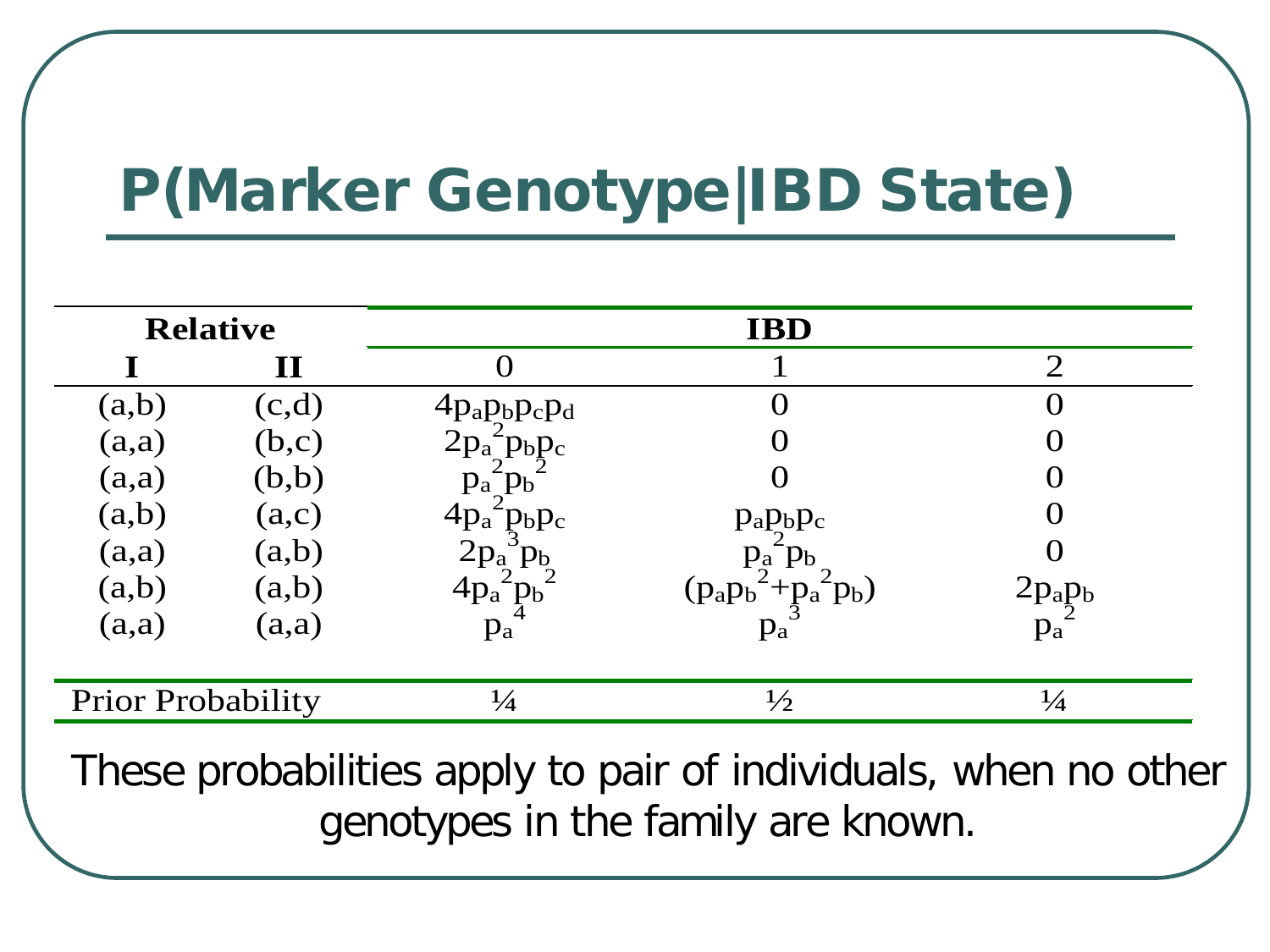# P(Marker Genotype|IBD State)

| Relative | | IBD | | |
|---|---|---|---|---|
| I | II | 0 | 1 | 2 |
| (a,b) | (c,d) | $4p_a p_b p_c p_d$ | 0 | 0 |
| (a,a) | (b,c) | $2p_a^2 p_b p_c$ | 0 | 0 |
| (a,a) | (b,b) | $p_a^2 p_b^2$ | 0 | 0 |
| (a,b) | (a,c) | $4p_a^2 p_b p_c$ | $p_a p_b p_c$ | 0 |
| (a,a) | (a,b) | $2p_a^3 p_b$ | $p_a^2 p_b$ | 0 |
| (a,b) | (a,b) | $4p_a^2 p_b^2$ | $(p_a p_b^2 + p_a^2 p_b)$ | $2p_a p_b$ |
| (a,a) | (a,a) | $p_a^4$ | $p_a^3$ | $p_a^2$ |
| Prior Probability | | ¼ | ½ | ¼ |

These probabilities apply to pair of individuals, when no other genotypes in the family are known.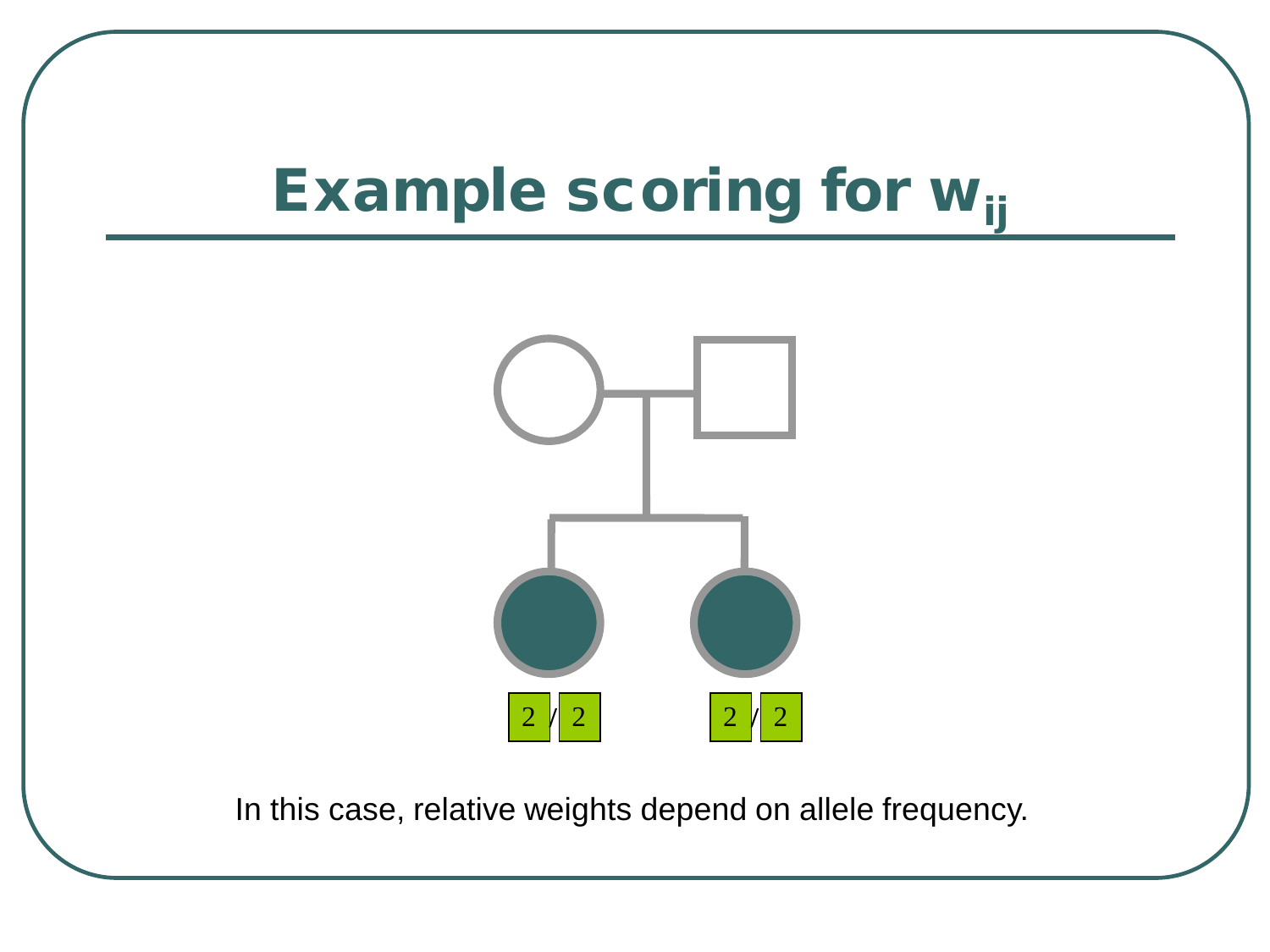# Example scoring for $w_{ij}$

2 / 2    2 / 2

In this case, relative weights depend on allele frequency.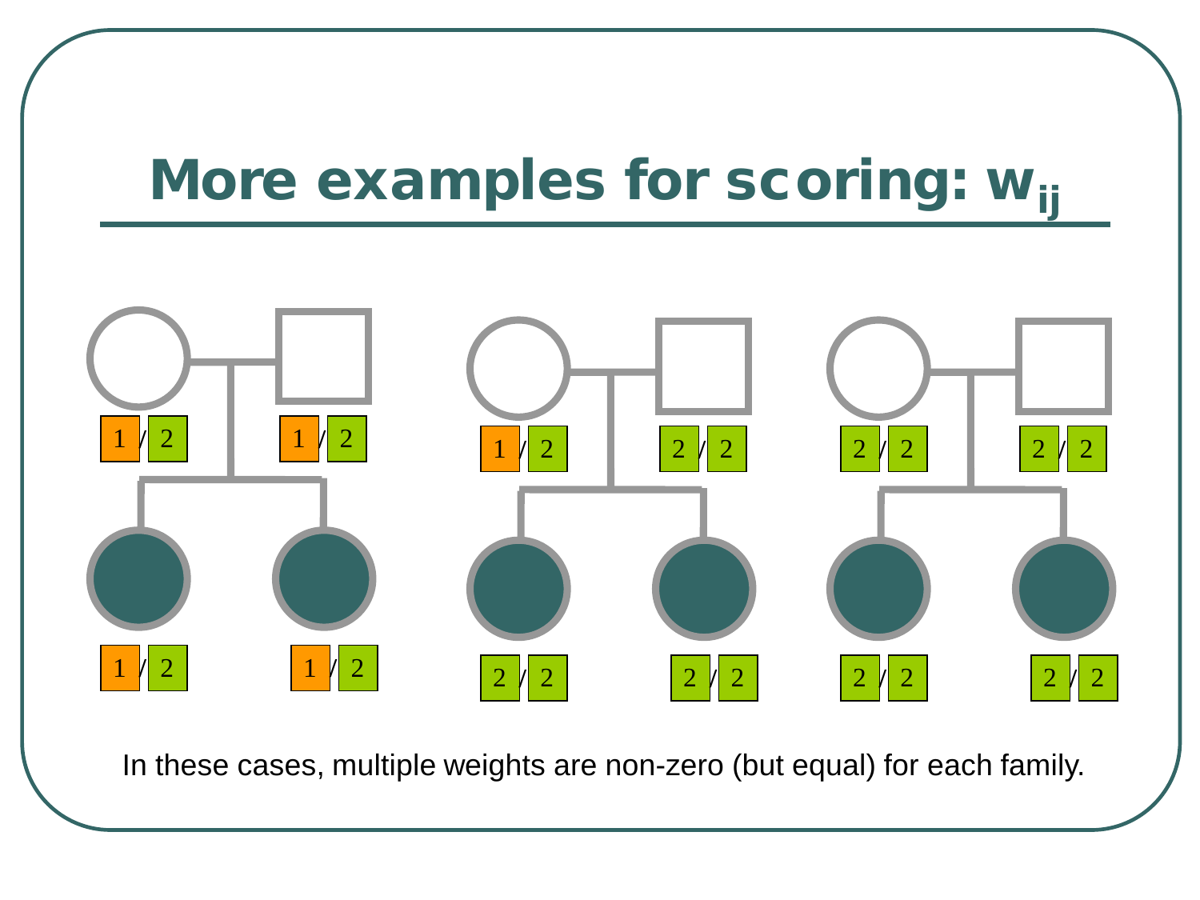# More examples for scoring: $w_{ij}$

1 / 2 1 / 2

1 / 2 1 / 2

1 / 2 2 / 2

2 / 2 2 / 2

2 / 2 2 / 2

2 / 2 2 / 2

In these cases, multiple weights are non-zero (but equal) for each family.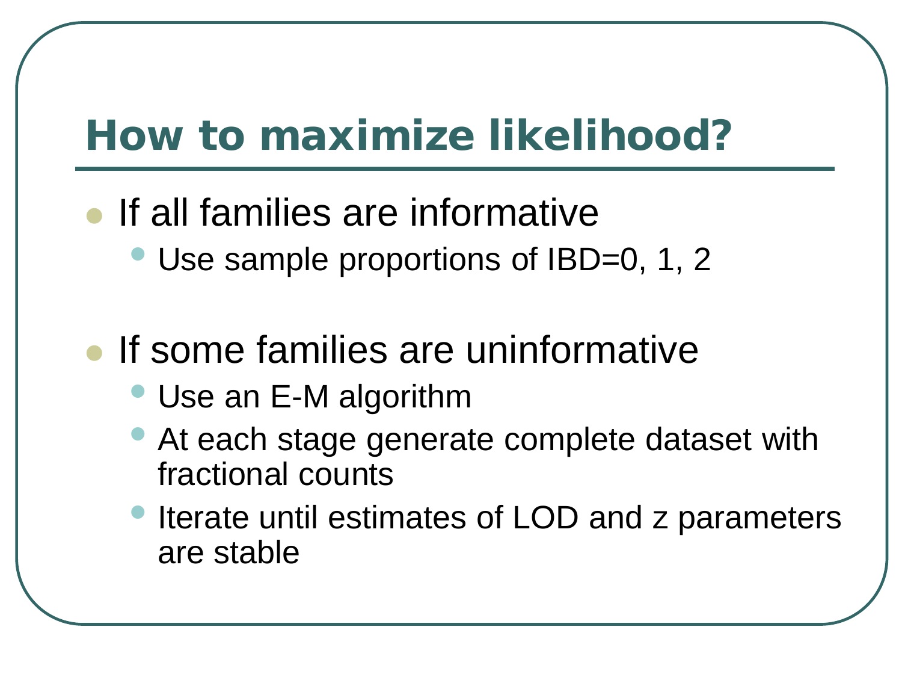# How to maximize likelihood?

- If all families are informative
  - Use sample proportions of IBD=0, 1, 2
- If some families are uninformative
  - Use an E-M algorithm
  - At each stage generate complete dataset with fractional counts
  - Iterate until estimates of LOD and z parameters are stable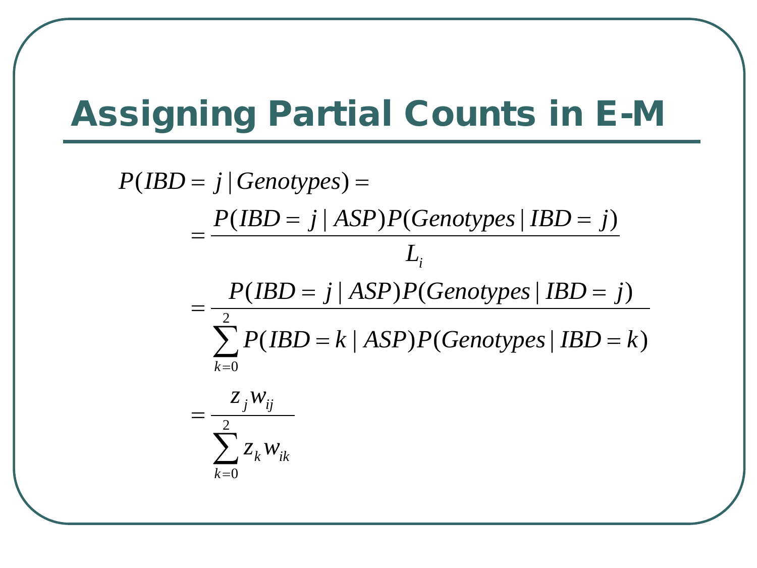# Assigning Partial Counts in E-M

$$
\begin{aligned}
P(IBD = j \mid Genotypes) &= \\
&= \frac{P(IBD = j \mid ASP)P(Genotypes \mid IBD = j)}{L_i} \\
&= \frac{P(IBD = j \mid ASP)P(Genotypes \mid IBD = j)}{\sum_{k=0}^{2} P(IBD = k \mid ASP)P(Genotypes \mid IBD = k)} \\
&= \frac{z_j w_{ij}}{\sum_{k=0}^{2} z_k w_{ik}}
\end{aligned}
$$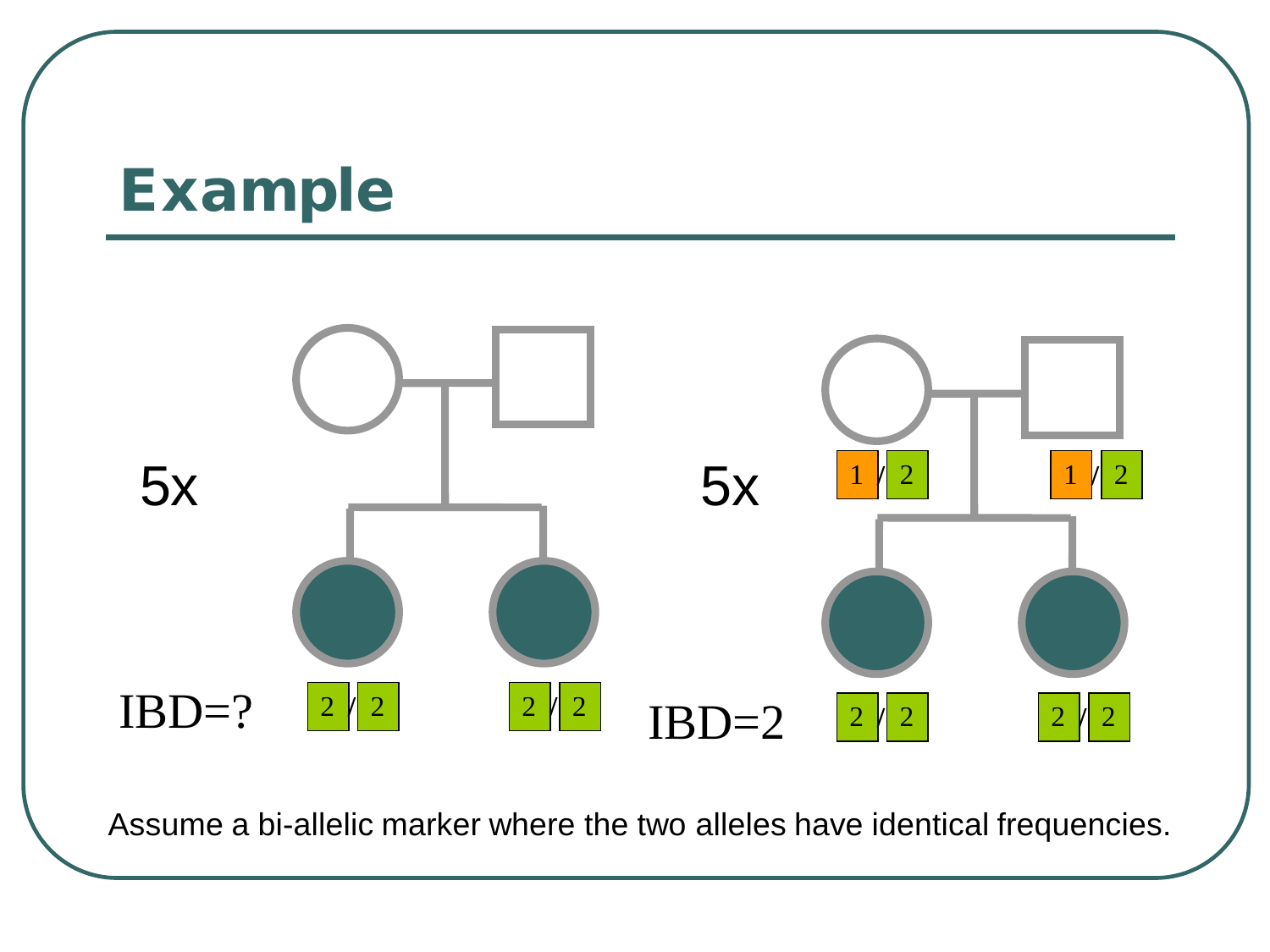# Example

5x

IBD=?

2/2 2/2

5x

1/2 1/2

IBD=2

2/2 2/2

Assume a bi-allelic marker where the two alleles have identical frequencies.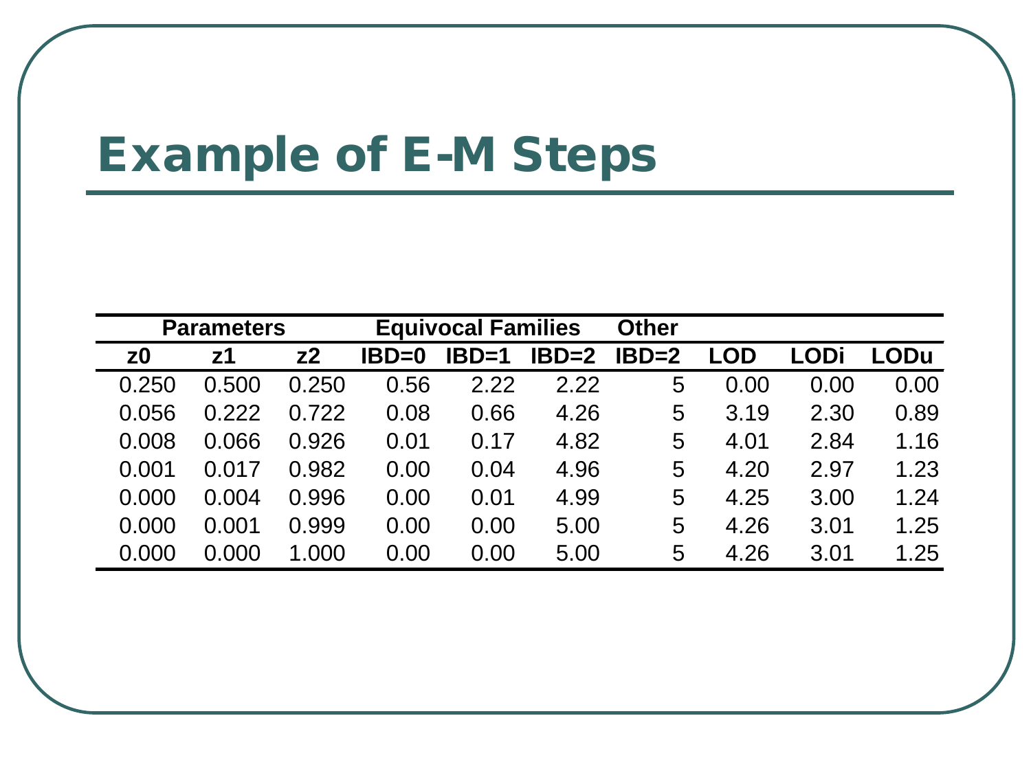# Example of E-M Steps

| Parameters | | | Equivocal Families | | | Other | | | |
|---|---|---|---|---|---|---|---|---|---|
| z0 | z1 | z2 | IBD=0 | IBD=1 | IBD=2 | IBD=2 | LOD | LODi | LODu |
| 0.250 | 0.500 | 0.250 | 0.56 | 2.22 | 2.22 | 5 | 0.00 | 0.00 | 0.00 |
| 0.056 | 0.222 | 0.722 | 0.08 | 0.66 | 4.26 | 5 | 3.19 | 2.30 | 0.89 |
| 0.008 | 0.066 | 0.926 | 0.01 | 0.17 | 4.82 | 5 | 4.01 | 2.84 | 1.16 |
| 0.001 | 0.017 | 0.982 | 0.00 | 0.04 | 4.96 | 5 | 4.20 | 2.97 | 1.23 |
| 0.000 | 0.004 | 0.996 | 0.00 | 0.01 | 4.99 | 5 | 4.25 | 3.00 | 1.24 |
| 0.000 | 0.001 | 0.999 | 0.00 | 0.00 | 5.00 | 5 | 4.26 | 3.01 | 1.25 |
| 0.000 | 0.000 | 1.000 | 0.00 | 0.00 | 5.00 | 5 | 4.26 | 3.01 | 1.25 |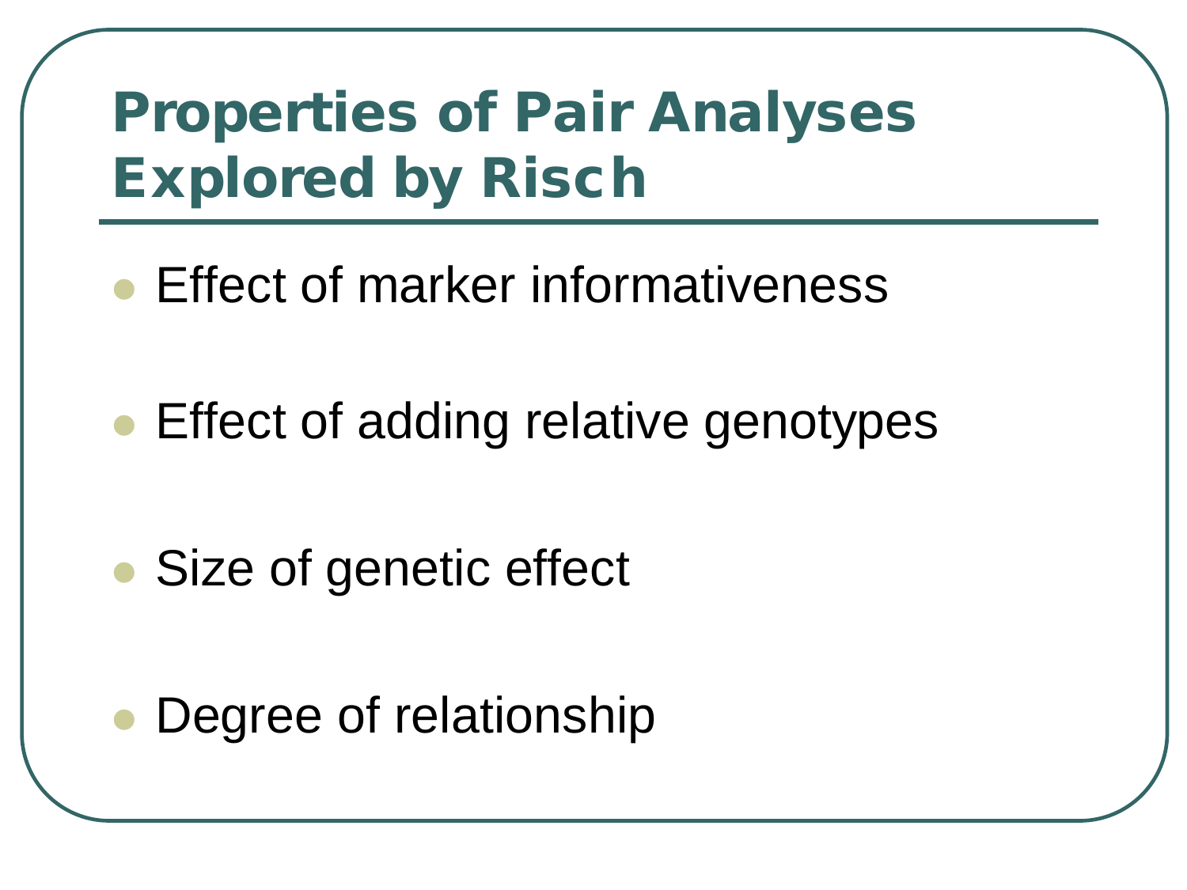# Properties of Pair Analyses Explored by Risch

- Effect of marker informativeness
- Effect of adding relative genotypes
- Size of genetic effect
- Degree of relationship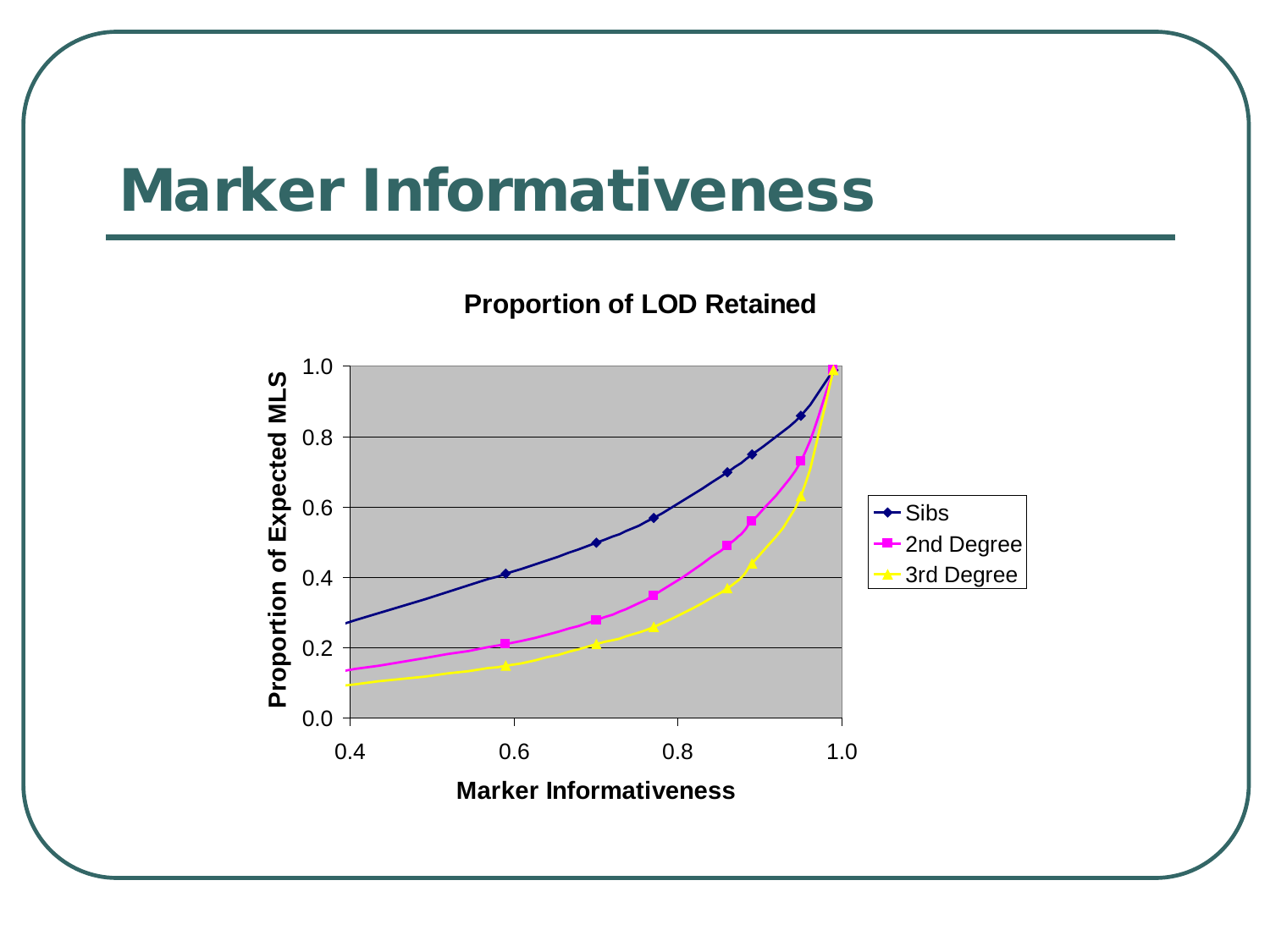# Marker Informativeness

**Proportion of LOD Retained**

Proportion of Expected MLS

Marker Informativeness

- Sibs
- 2nd Degree
- 3rd Degree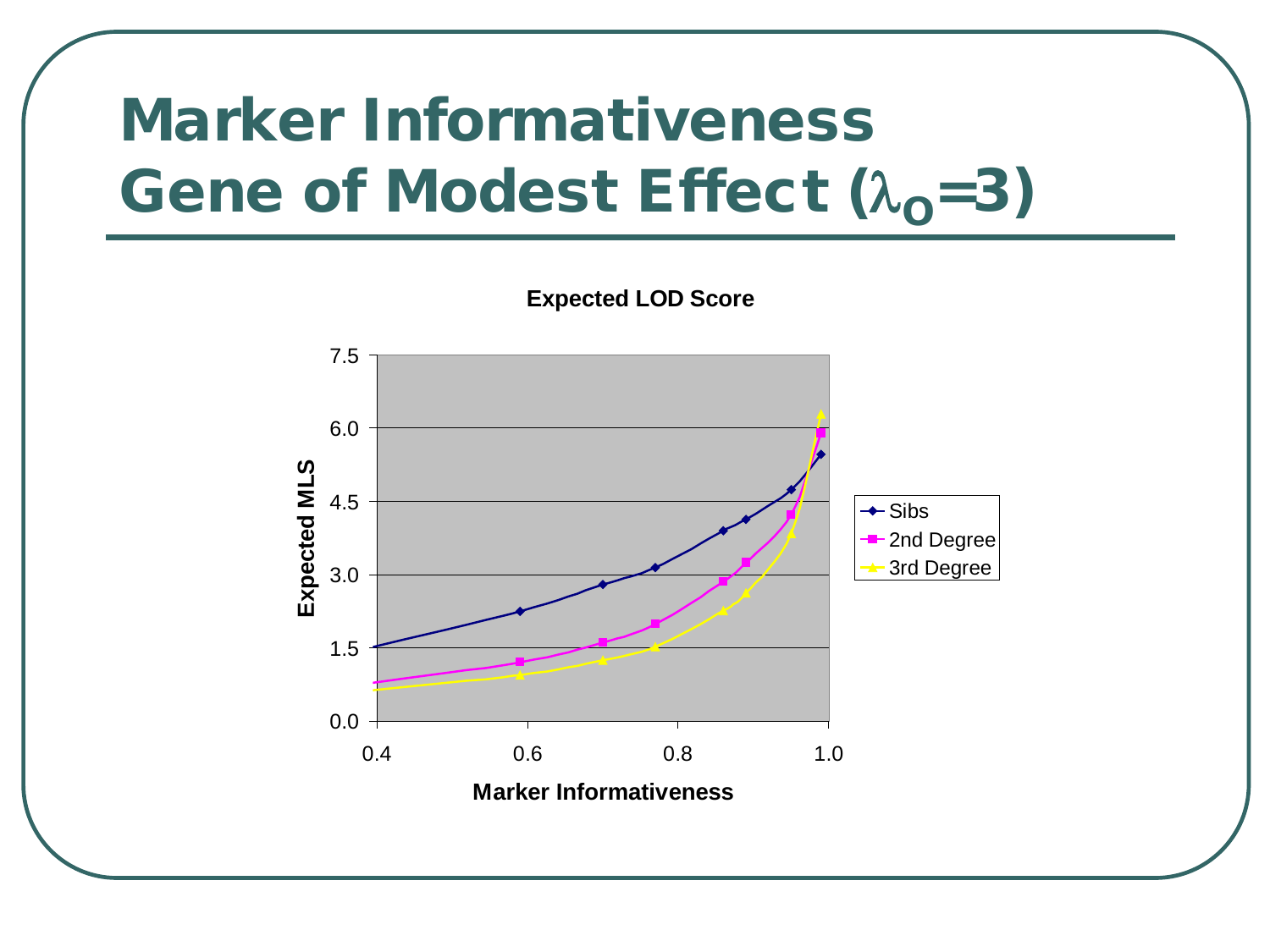# Marker Informativeness
# Gene of Modest Effect ($\lambda_O$=3)

**Expected LOD Score**

Expected MLS (y-axis: 0.0, 1.5, 3.0, 4.5, 6.0, 7.5)

Marker Informativeness (x-axis: 0.4, 0.6, 0.8, 1.0)

Legend: Sibs, 2nd Degree, 3rd Degree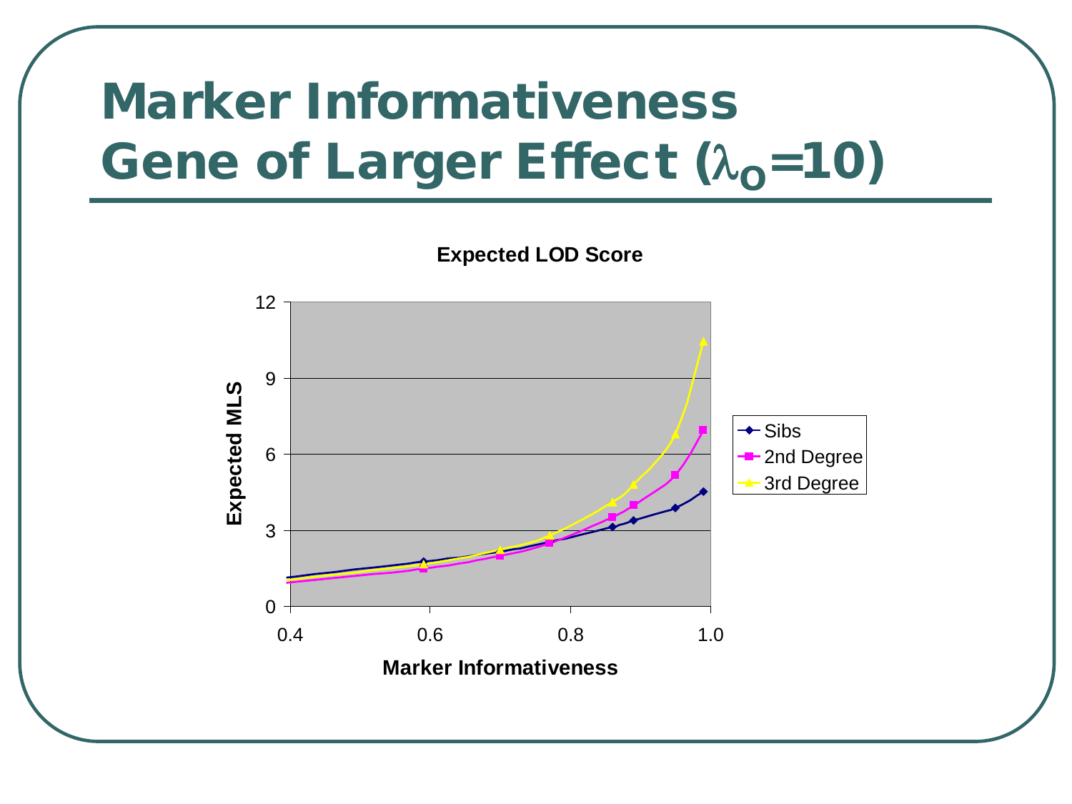# Marker Informativeness
# Gene of Larger Effect ($\lambda_O$=10)

**Expected LOD Score**

Expected MLS vs. Marker Informativeness

- Sibs
- 2nd Degree
- 3rd Degree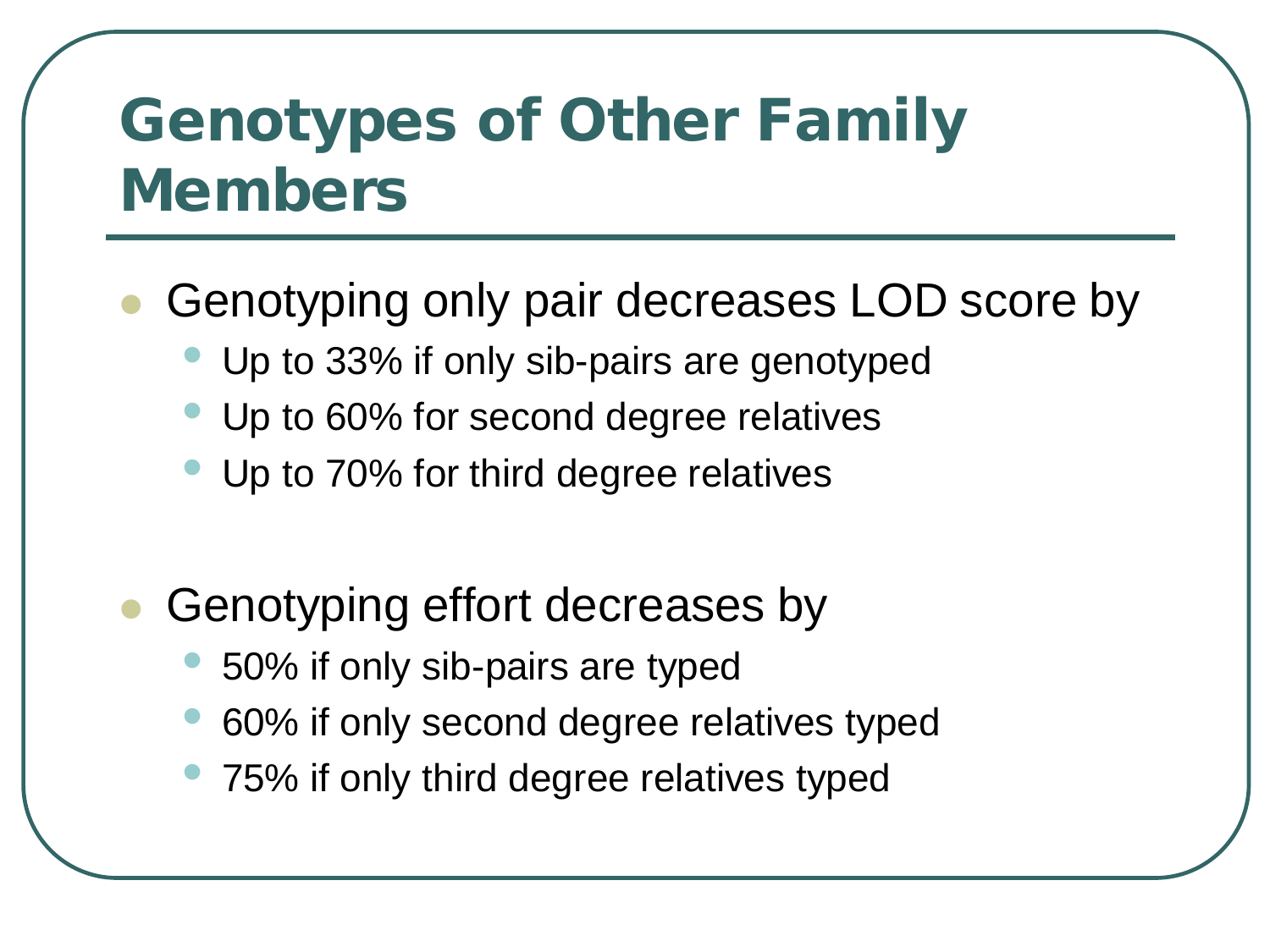# Genotypes of Other Family Members

- Genotyping only pair decreases LOD score by
  - Up to 33% if only sib-pairs are genotyped
  - Up to 60% for second degree relatives
  - Up to 70% for third degree relatives

- Genotyping effort decreases by
  - 50% if only sib-pairs are typed
  - 60% if only second degree relatives typed
  - 75% if only third degree relatives typed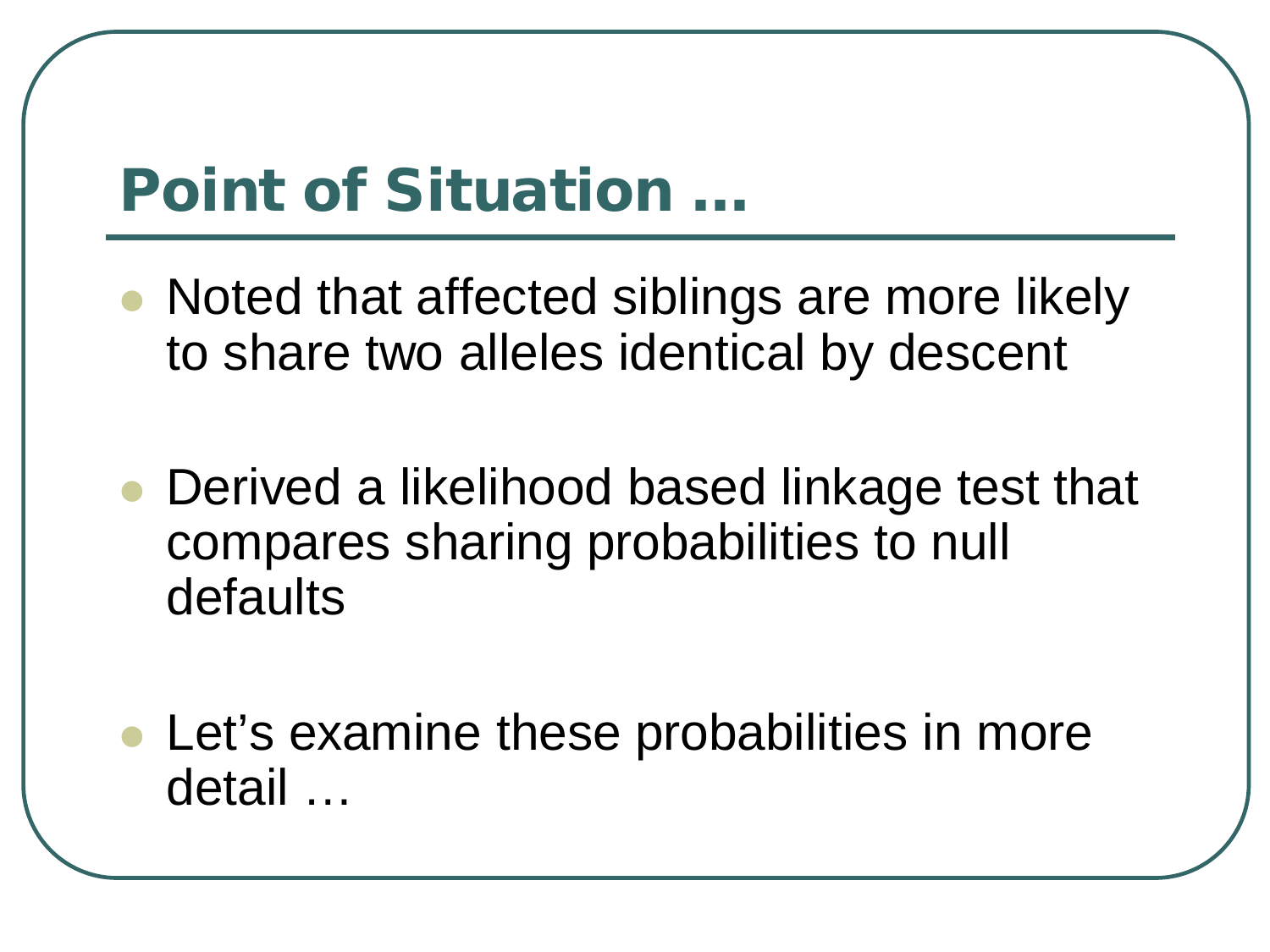# Point of Situation …

- Noted that affected siblings are more likely to share two alleles identical by descent

- Derived a likelihood based linkage test that compares sharing probabilities to null defaults

- Let's examine these probabilities in more detail …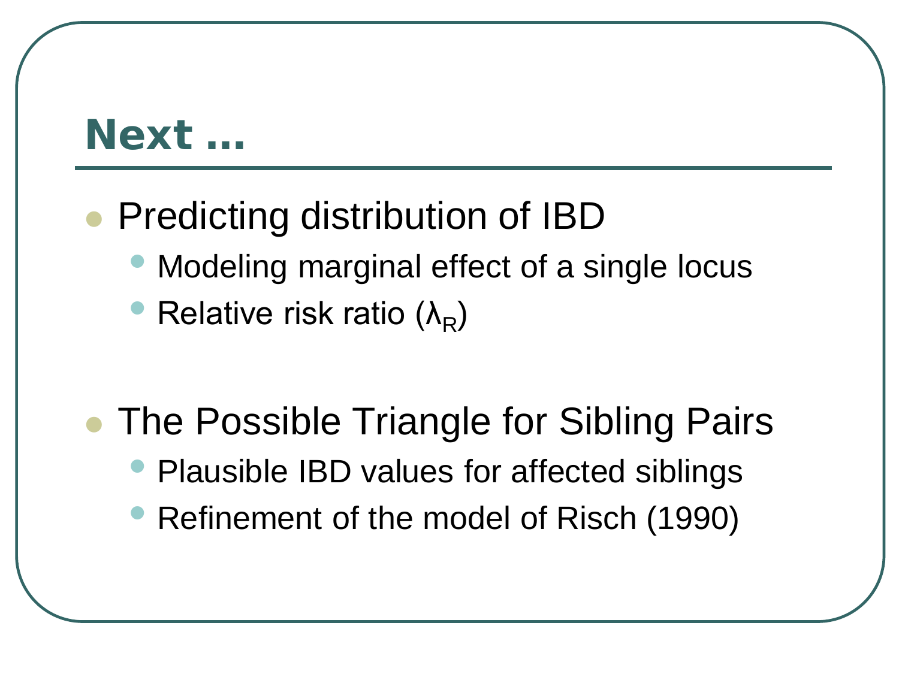# Next …

- Predicting distribution of IBD
  - Modeling marginal effect of a single locus
  - Relative risk ratio ($\lambda_R$)

- The Possible Triangle for Sibling Pairs
  - Plausible IBD values for affected siblings
  - Refinement of the model of Risch (1990)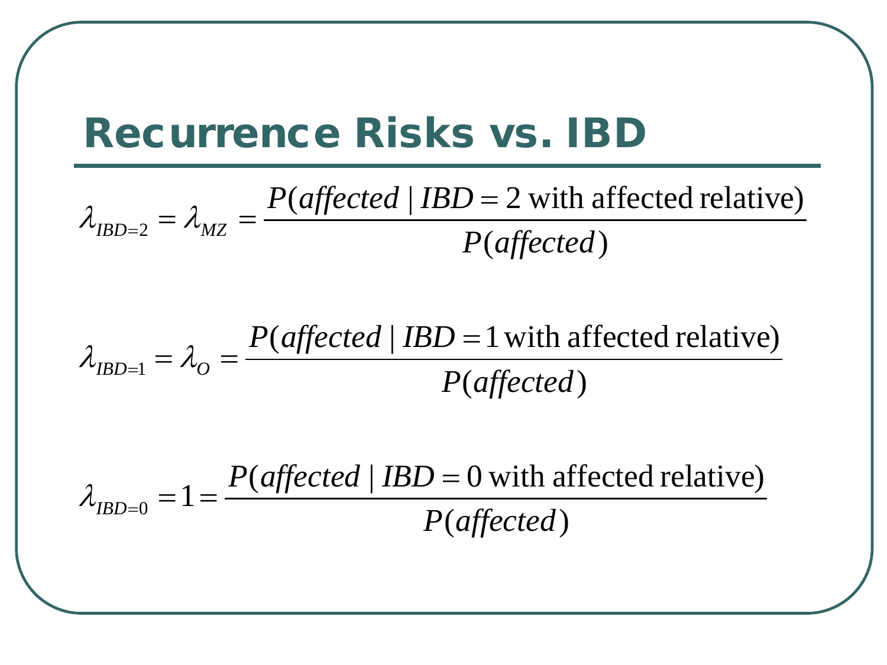# Recurrence Risks vs. IBD

$$\lambda_{IBD=2} = \lambda_{MZ} = \frac{P(affected \mid IBD = 2 \text{ with affected relative})}{P(affected)}$$

$$\lambda_{IBD=1} = \lambda_{O} = \frac{P(affected \mid IBD = 1 \text{ with affected relative})}{P(affected)}$$

$$\lambda_{IBD=0} = 1 = \frac{P(affected \mid IBD = 0 \text{ with affected relative})}{P(affected)}$$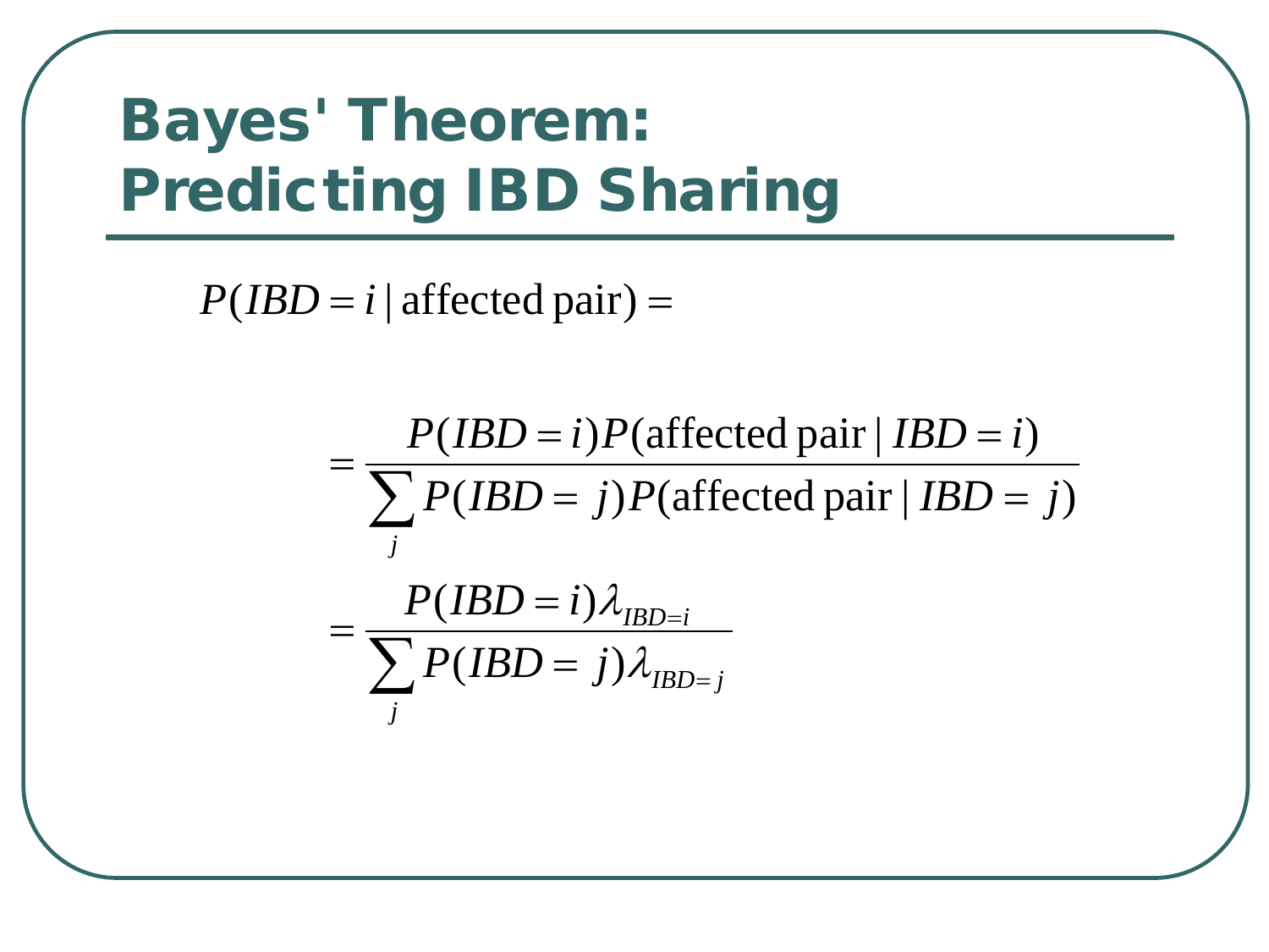# Bayes' Theorem: Predicting IBD Sharing

$$P(IBD = i \mid \text{affected pair}) =$$

$$= \frac{P(IBD = i)P(\text{affected pair} \mid IBD = i)}{\sum_j P(IBD = j)P(\text{affected pair} \mid IBD = j)}$$

$$= \frac{P(IBD = i)\lambda_{IBD=i}}{\sum_j P(IBD = j)\lambda_{IBD=j}}$$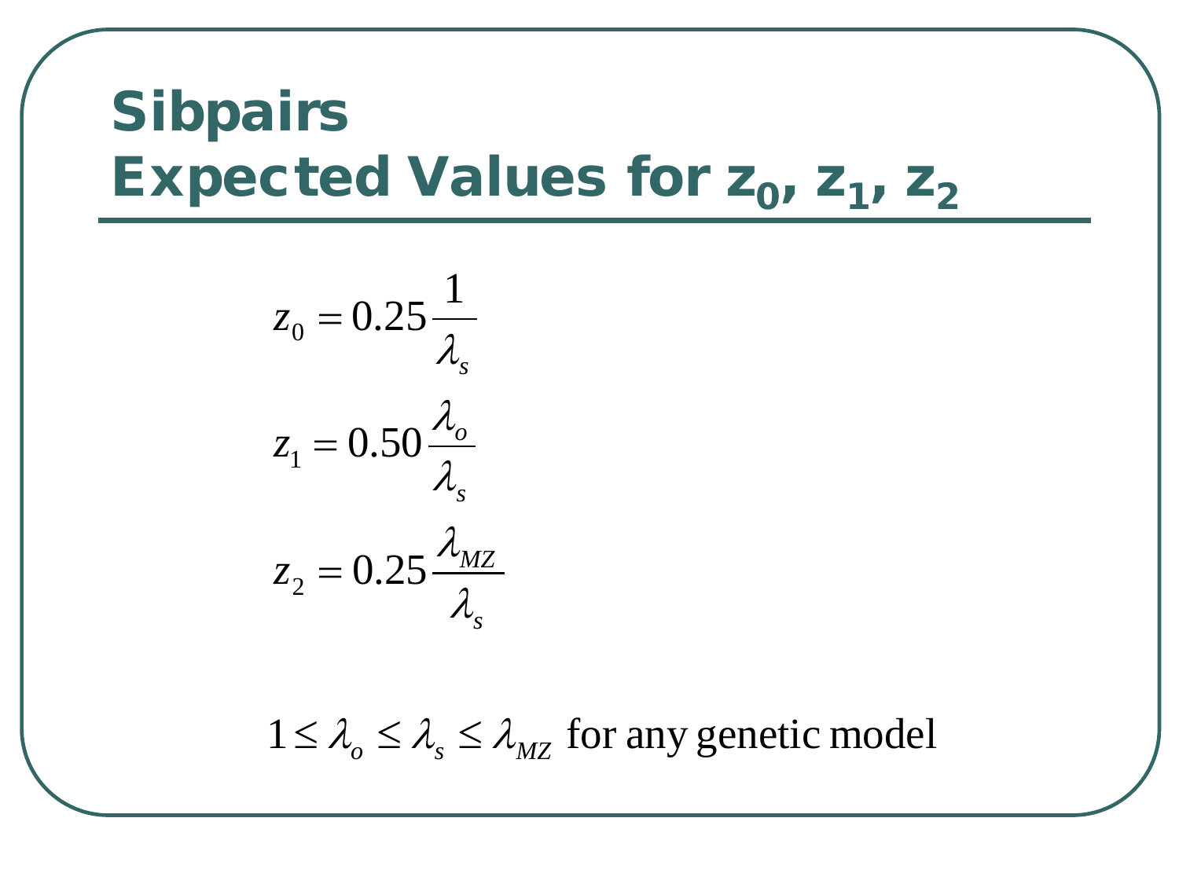# Sibpairs
# Expected Values for $z_0$, $z_1$, $z_2$

$$z_0 = 0.25 \frac{1}{\lambda_s}$$

$$z_1 = 0.50 \frac{\lambda_o}{\lambda_s}$$

$$z_2 = 0.25 \frac{\lambda_{MZ}}{\lambda_s}$$

$$1 \leq \lambda_o \leq \lambda_s \leq \lambda_{MZ} \text{ for any genetic model}$$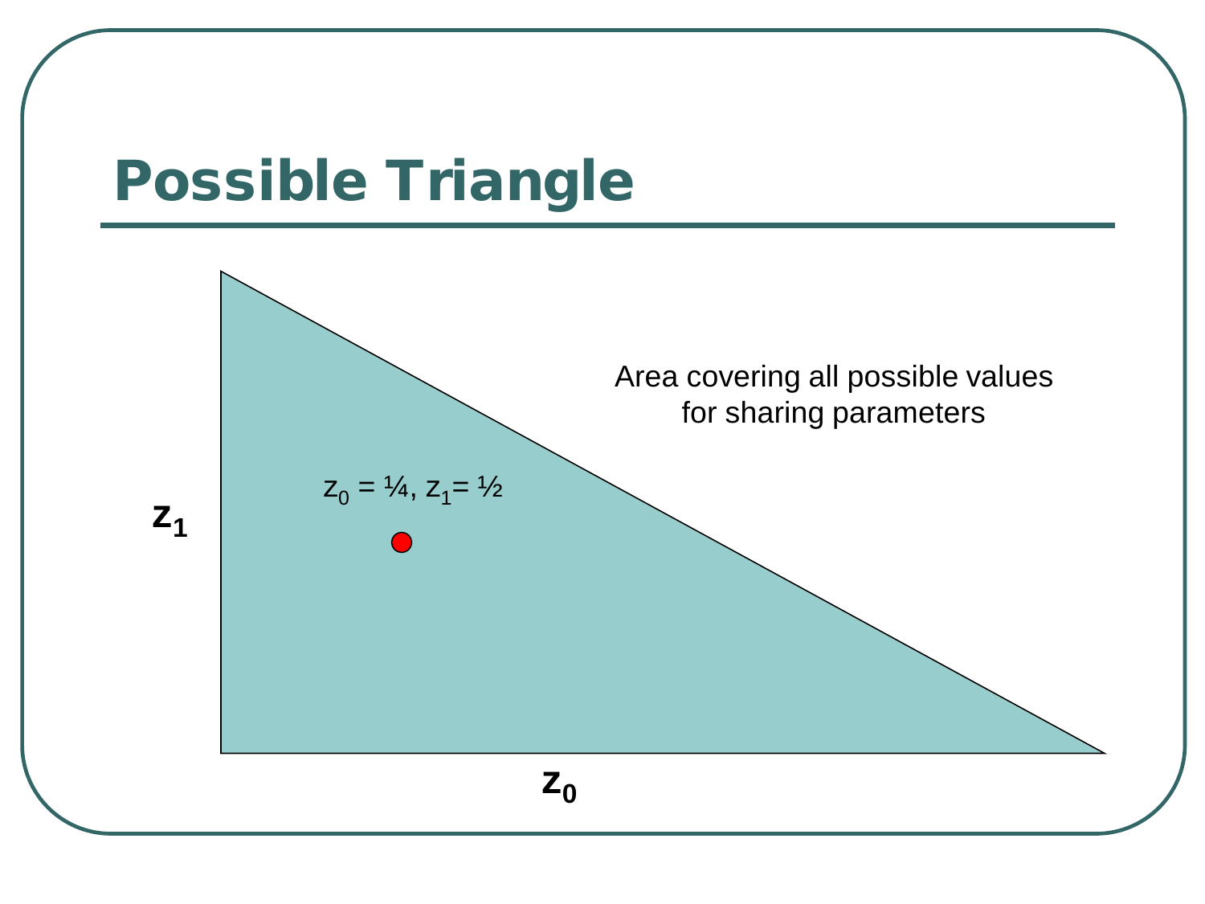# Possible Triangle

Area covering all possible values for sharing parameters

$z_0 = ¼, z_1 = ½$

$z_1$

$z_0$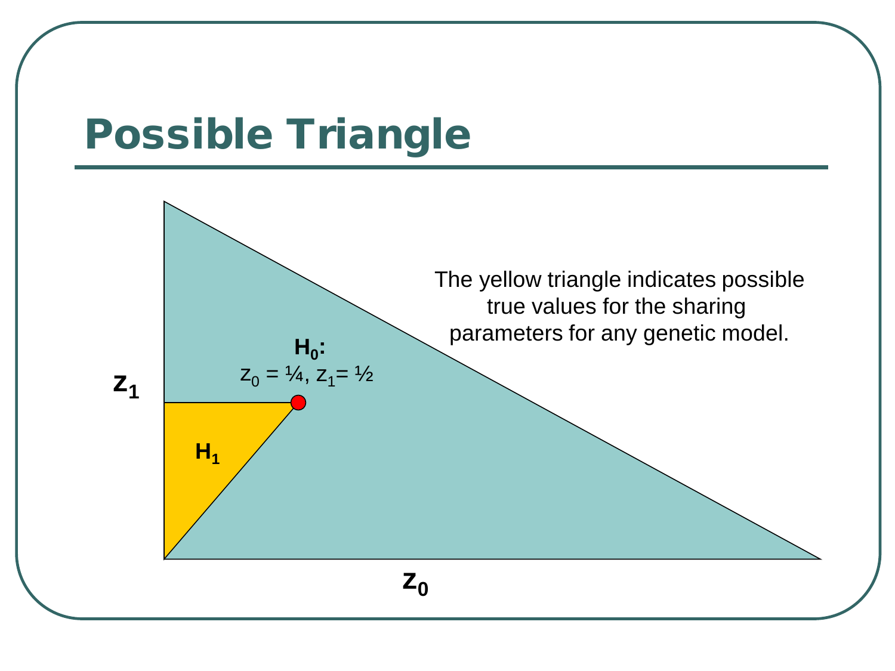# Possible Triangle

The yellow triangle indicates possible true values for the sharing parameters for any genetic model.

**$H_0$:** $z_0 = ¼$, $z_1 = ½$

**$H_1$**

**$z_1$**

**$z_0$**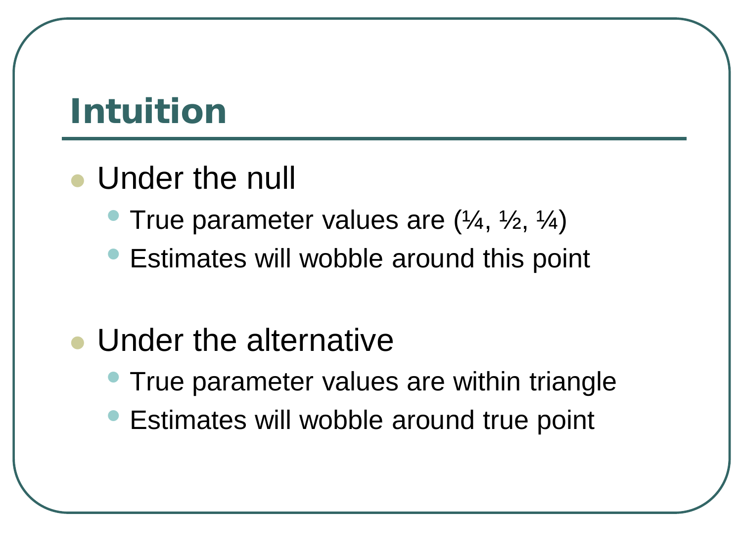# Intuition

- Under the null
  - True parameter values are (¼, ½, ¼)
  - Estimates will wobble around this point

- Under the alternative
  - True parameter values are within triangle
  - Estimates will wobble around true point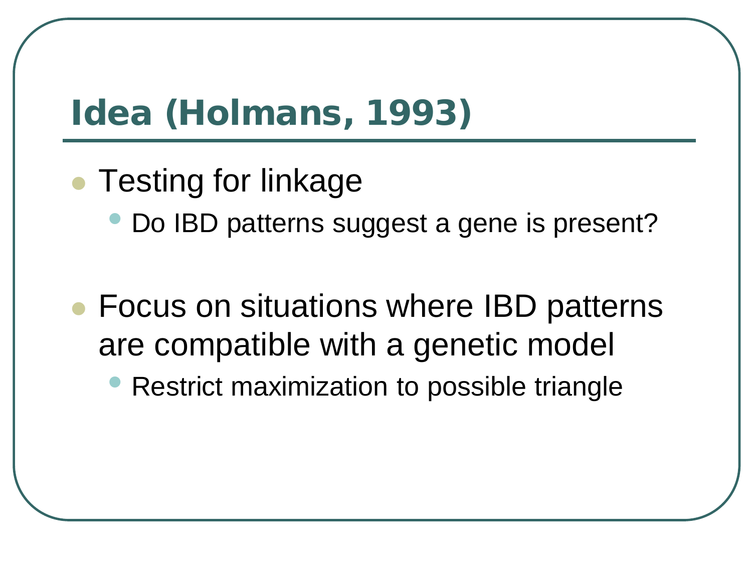# Idea (Holmans, 1993)

- Testing for linkage
  - Do IBD patterns suggest a gene is present?

- Focus on situations where IBD patterns are compatible with a genetic model
  - Restrict maximization to possible triangle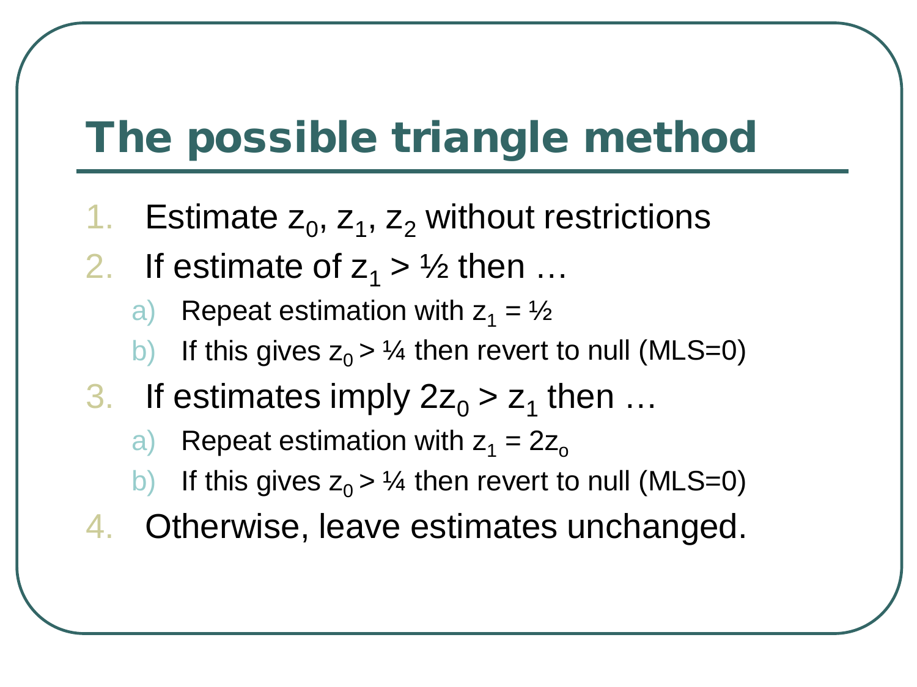# The possible triangle method

1. Estimate $z_0$, $z_1$, $z_2$ without restrictions
2. If estimate of $z_1 > ½$ then …
   a) Repeat estimation with $z_1 = ½$
   b) If this gives $z_0 > ¼$ then revert to null (MLS=0)
3. If estimates imply $2z_0 > z_1$ then …
   a) Repeat estimation with $z_1 = 2z_o$
   b) If this gives $z_0 > ¼$ then revert to null (MLS=0)
4. Otherwise, leave estimates unchanged.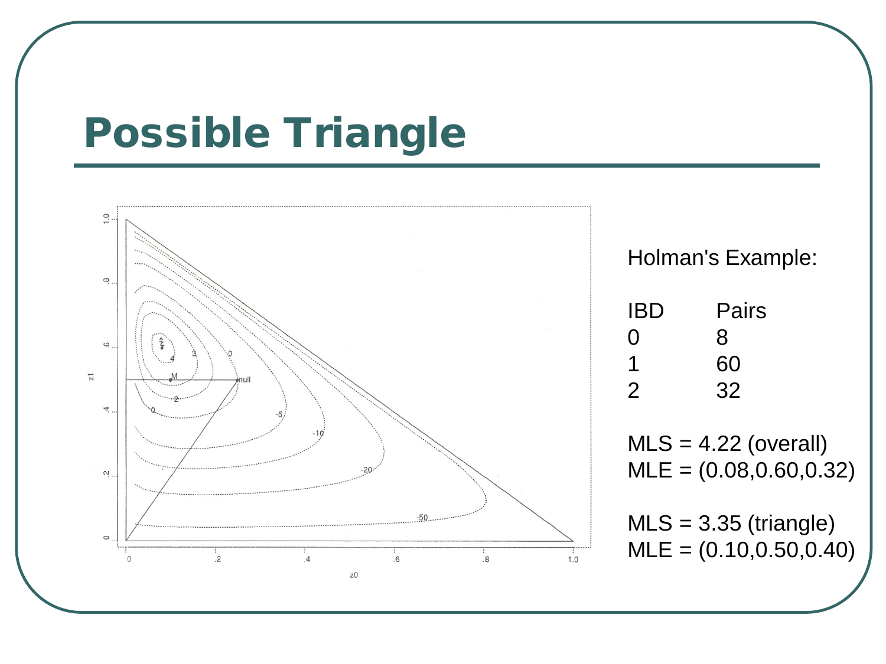# Possible Triangle

Holman's Example:

| IBD | Pairs |
|---|---|
| 0 | 8 |
| 1 | 60 |
| 2 | 32 |

MLS = 4.22 (overall)
MLE = (0.08,0.60,0.32)

MLS = 3.35 (triangle)
MLE = (0.10,0.50,0.40)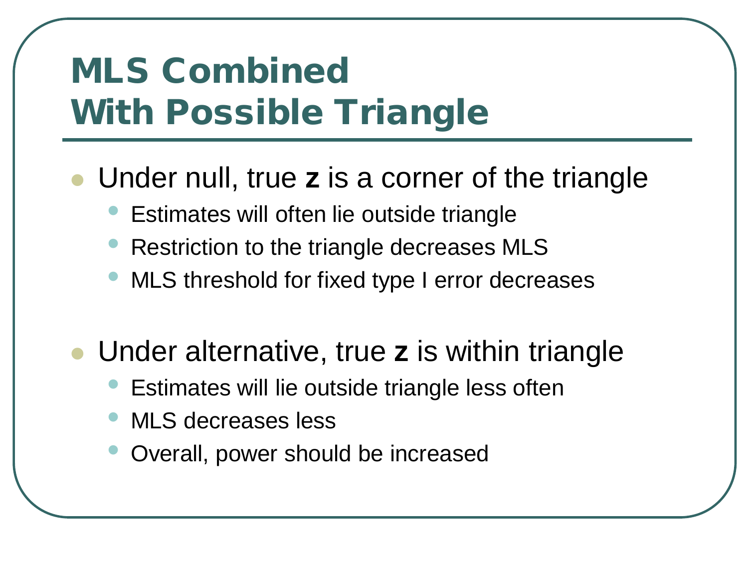# MLS Combined With Possible Triangle

- Under null, true **z** is a corner of the triangle
  - Estimates will often lie outside triangle
  - Restriction to the triangle decreases MLS
  - MLS threshold for fixed type I error decreases

- Under alternative, true **z** is within triangle
  - Estimates will lie outside triangle less often
  - MLS decreases less
  - Overall, power should be increased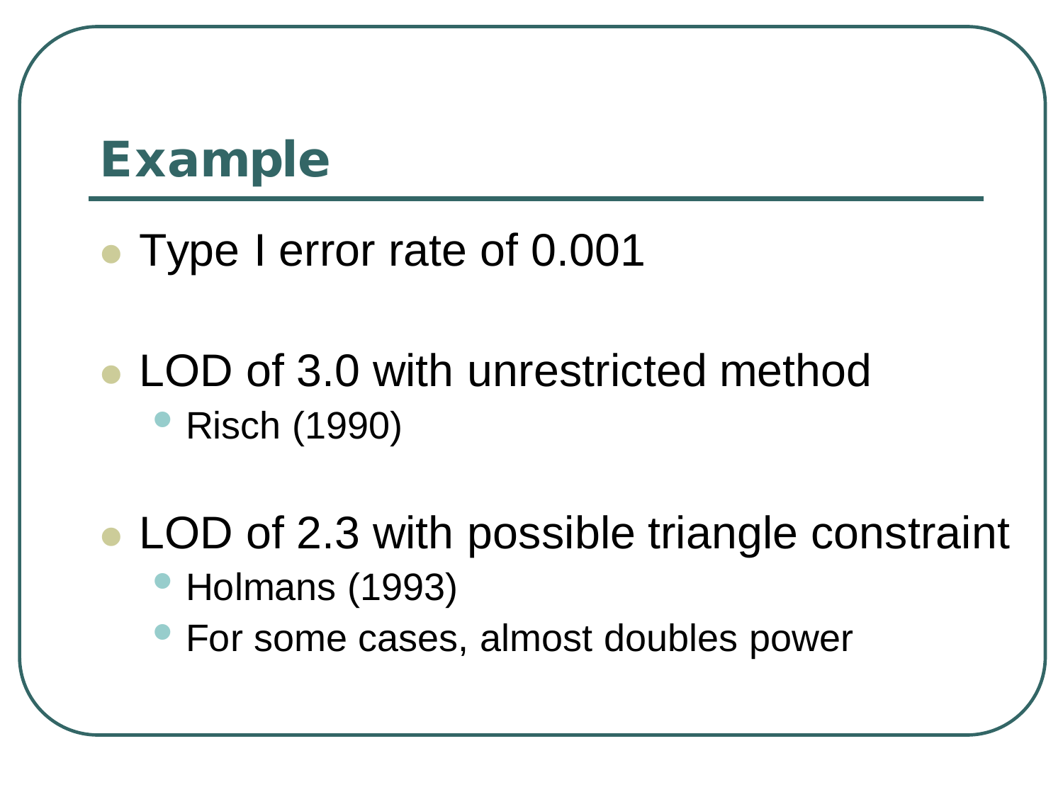## Example

- Type I error rate of 0.001
- LOD of 3.0 with unrestricted method
  - Risch (1990)
- LOD of 2.3 with possible triangle constraint
  - Holmans (1993)
  - For some cases, almost doubles power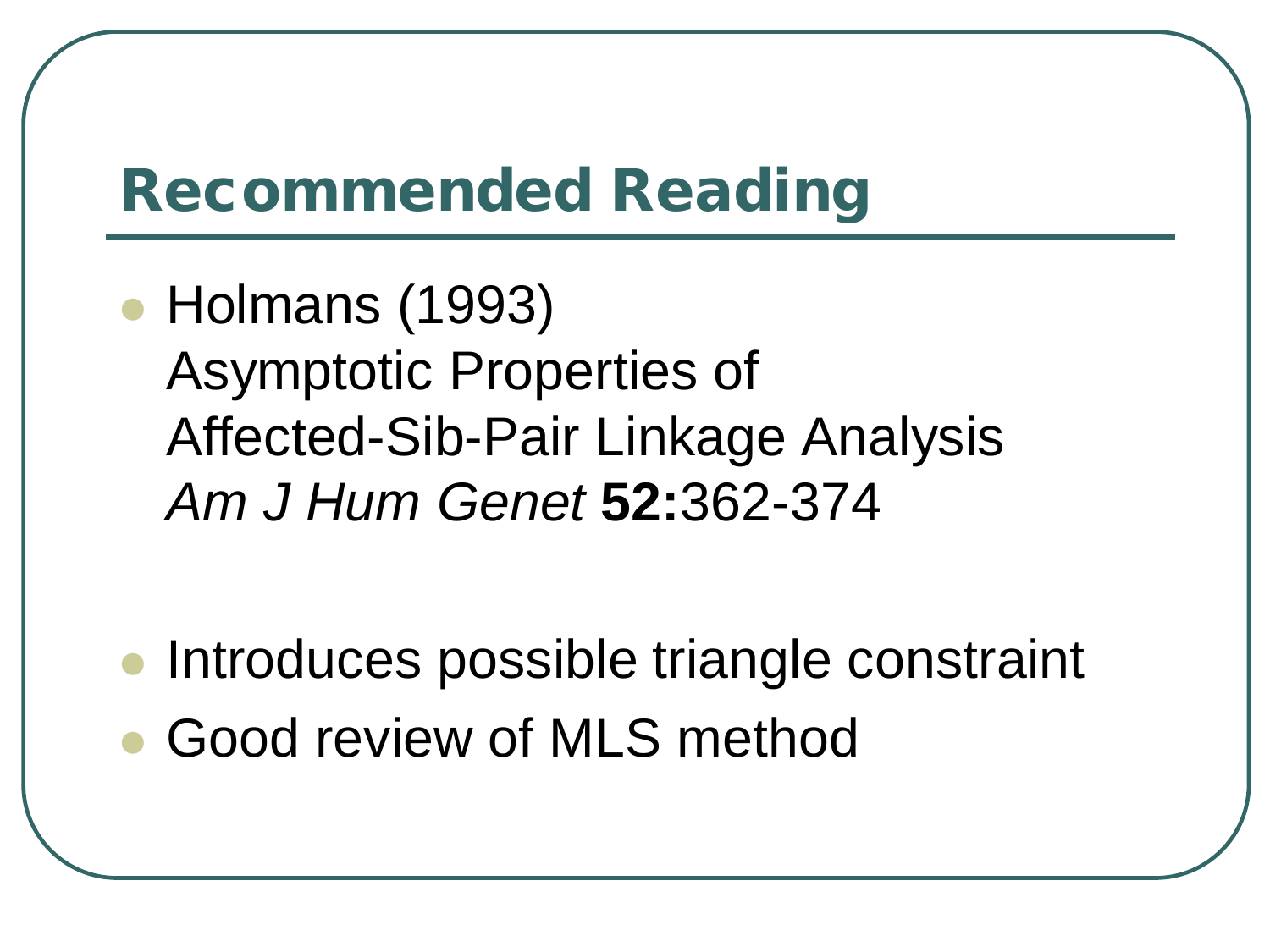# Recommended Reading

- Holmans (1993)
  Asymptotic Properties of
  Affected-Sib-Pair Linkage Analysis
  *Am J Hum Genet* **52:**362-374

- Introduces possible triangle constraint
- Good review of MLS method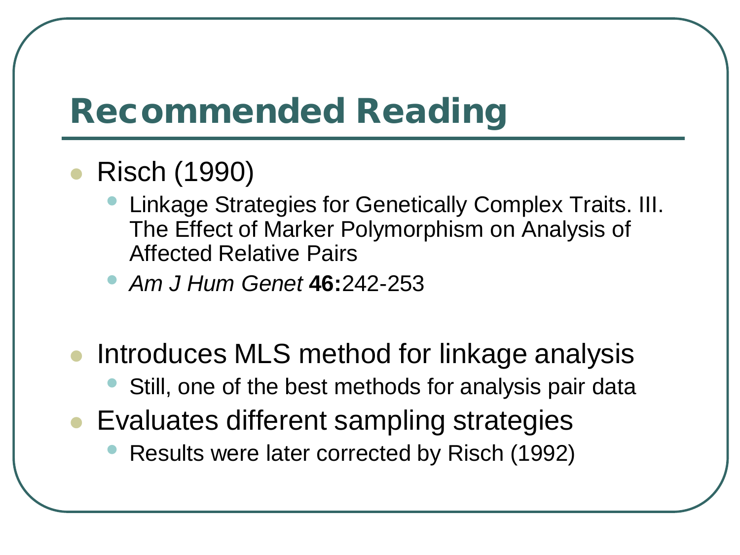# Recommended Reading

- Risch (1990)
  - Linkage Strategies for Genetically Complex Traits. III. The Effect of Marker Polymorphism on Analysis of Affected Relative Pairs
  - *Am J Hum Genet* **46:**242-253

- Introduces MLS method for linkage analysis
  - Still, one of the best methods for analysis pair data
- Evaluates different sampling strategies
  - Results were later corrected by Risch (1992)